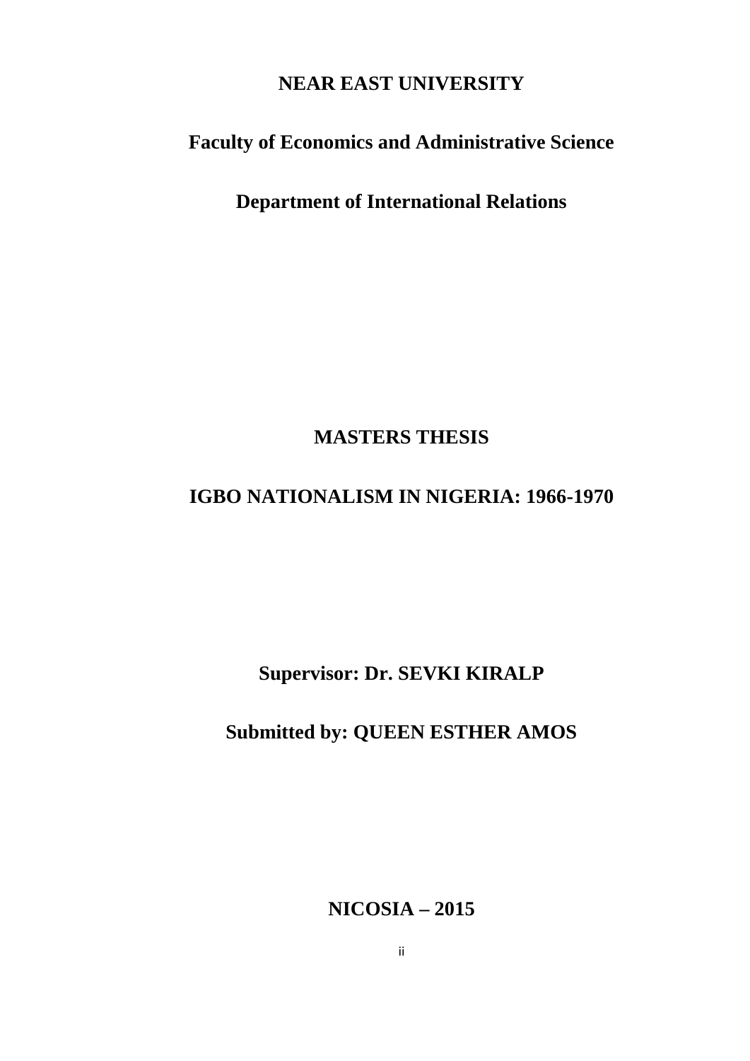**NEAR EAST UNIVERSITY**

**Faculty of Economics and Administrative Science**

**Department of International Relations**

**MASTERS THESIS**

# IGBO NATIONALISM IN NIGERIA: 1966-1970

**Supervisor: Dr. SEVKI KIRALP**

**Submitted by: QUEEN ESTHER AMOS**

**NICOSIA – 2015**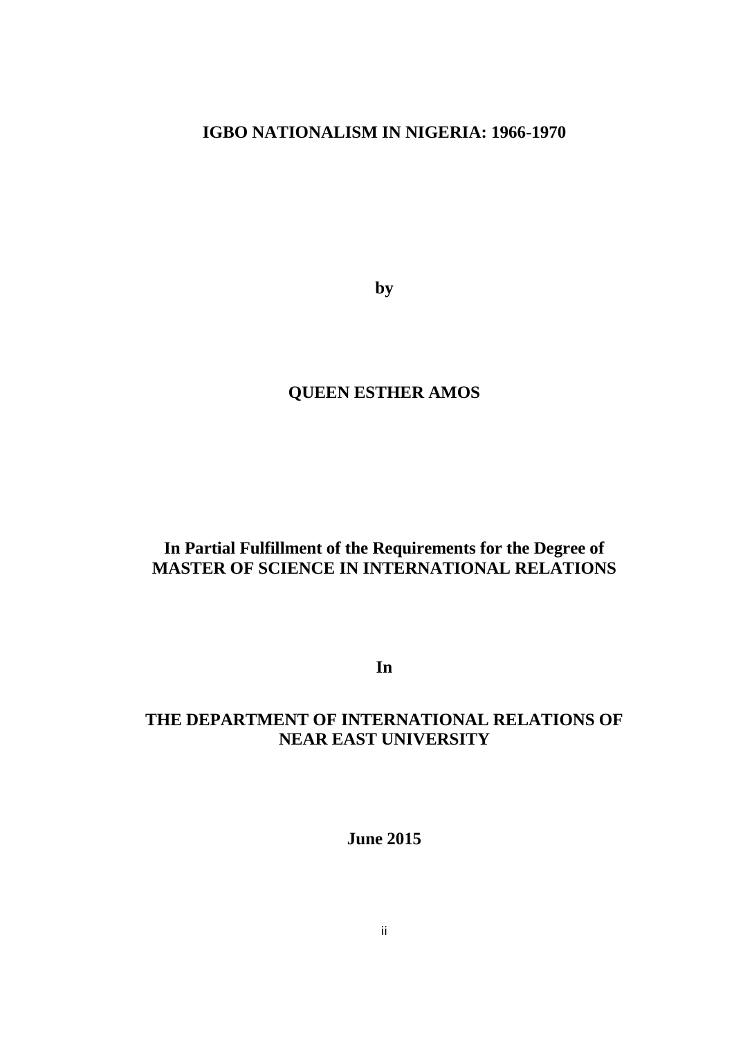**IGBO NATIONALISM IN NIGERIA: 1966-1970**

**by**

**QUEEN ESTHER AMOS**

**In Partial Fulfillment of the Requirements for the Degree of MASTER OF SCIENCE IN INTERNATIONAL RELATIONS**

**In**

**THE DEPARTMENT OF INTERNATIONAL RELATIONS OF NEAR EAST UNIVERSITY**

**June 2015**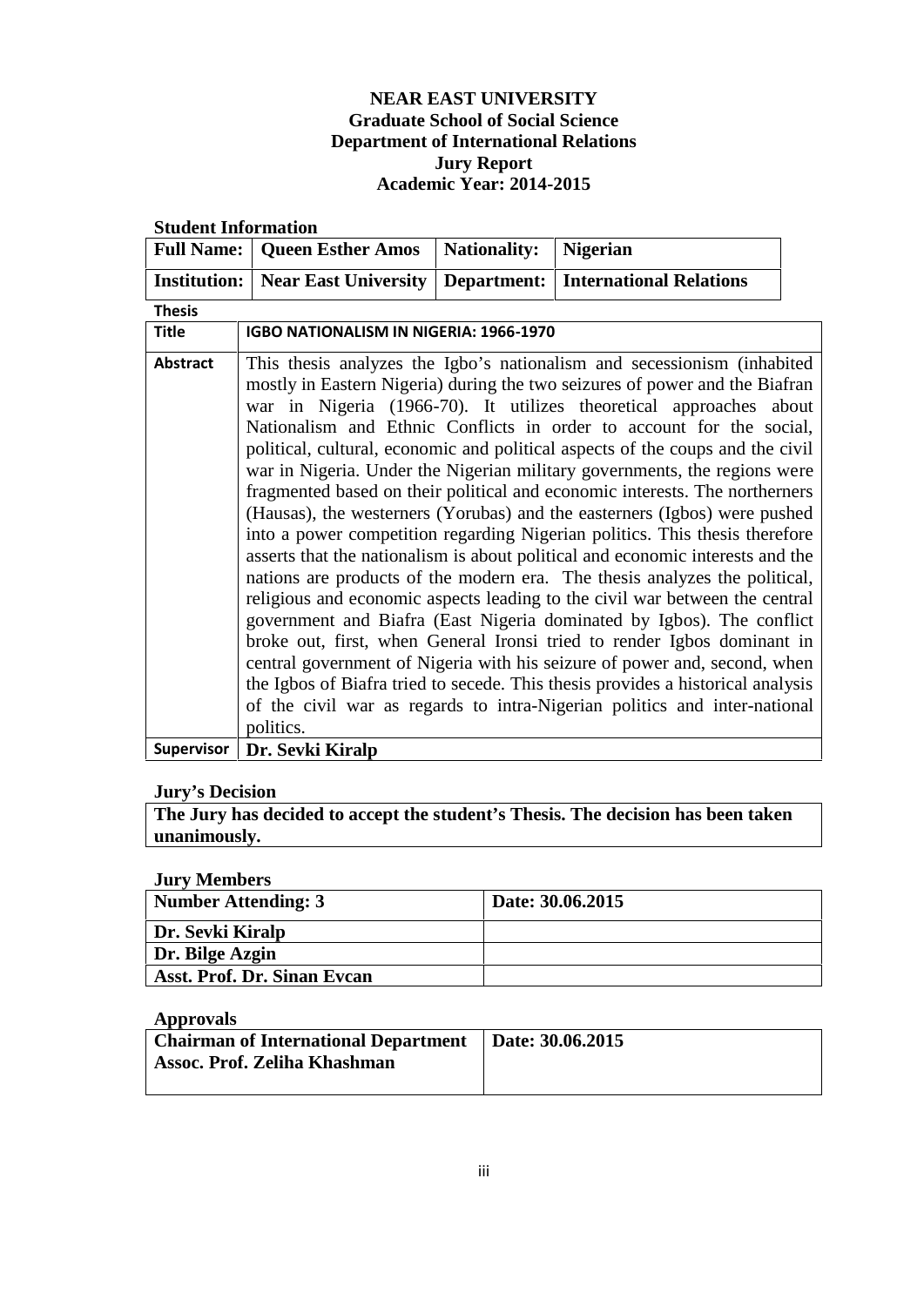**NEAR EAST UNIVERSITY**
**Graduate School of Social Science**
**Department of International Relations**
**Jury Report**
**Academic Year: 2014-2015**

**Student Information**

| **Full Name:** | **Queen Esther Amos** | **Nationality:** | **Nigerian** |
|---|---|---|---|
| **Institution:** | **Near East University** | **Department:** | **International Relations** |

**Thesis**

| **Title** | **IGBO NATIONALISM IN NIGERIA: 1966-1970** |
|---|---|
| **Abstract** | This thesis analyzes the Igbo's nationalism and secessionism (inhabited mostly in Eastern Nigeria) during the two seizures of power and the Biafran war in Nigeria (1966-70). It utilizes theoretical approaches about Nationalism and Ethnic Conflicts in order to account for the social, political, cultural, economic and political aspects of the coups and the civil war in Nigeria. Under the Nigerian military governments, the regions were fragmented based on their political and economic interests. The northerners (Hausas), the westerners (Yorubas) and the easterners (Igbos) were pushed into a power competition regarding Nigerian politics. This thesis therefore asserts that the nationalism is about political and economic interests and the nations are products of the modern era. The thesis analyzes the political, religious and economic aspects leading to the civil war between the central government and Biafra (East Nigeria dominated by Igbos). The conflict broke out, first, when General Ironsi tried to render Igbos dominant in central government of Nigeria with his seizure of power and, second, when the Igbos of Biafra tried to secede. This thesis provides a historical analysis of the civil war as regards to intra-Nigerian politics and inter-national politics. |
| **Supervisor** | **Dr. Sevki Kiralp** |

**Jury's Decision**

| **The Jury has decided to accept the student's Thesis. The decision has been taken unanimously.** |
|---|

**Jury Members**

| **Number Attending: 3** | **Date: 30.06.2015** |
|---|---|
| **Dr. Sevki Kiralp** | |
| **Dr. Bilge Azgin** | |
| **Asst. Prof. Dr. Sinan Evcan** | |

**Approvals**

| **Chairman of International Department** **Assoc. Prof. Zeliha Khashman** | **Date: 30.06.2015** |
|---|---|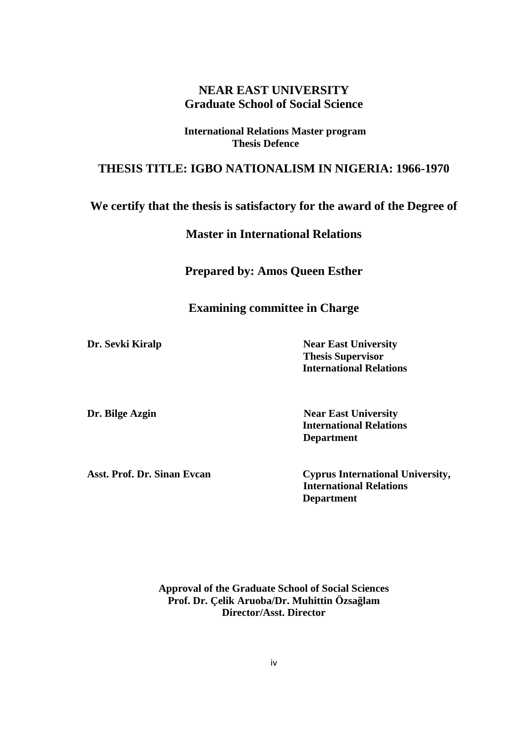**NEAR EAST UNIVERSITY**
**Graduate School of Social Science**

**International Relations Master program**
**Thesis Defence**

## THESIS TITLE: IGBO NATIONALISM IN NIGERIA: 1966-1970

**We certify that the thesis is satisfactory for the award of the Degree of**

**Master in International Relations**

**Prepared by: Amos Queen Esther**

**Examining committee in Charge**

**Dr. Sevki Kiralp** — **Near East University**, **Thesis Supervisor**, **International Relations**

**Dr. Bilge Azgin** — **Near East University**, **International Relations Department**

**Asst. Prof. Dr. Sinan Evcan** — **Cyprus International University**, **International Relations Department**

**Approval of the Graduate School of Social Sciences**
**Prof. Dr. Çelik Aruoba/Dr. Muhittin Özsağlam**
**Director/Asst. Director**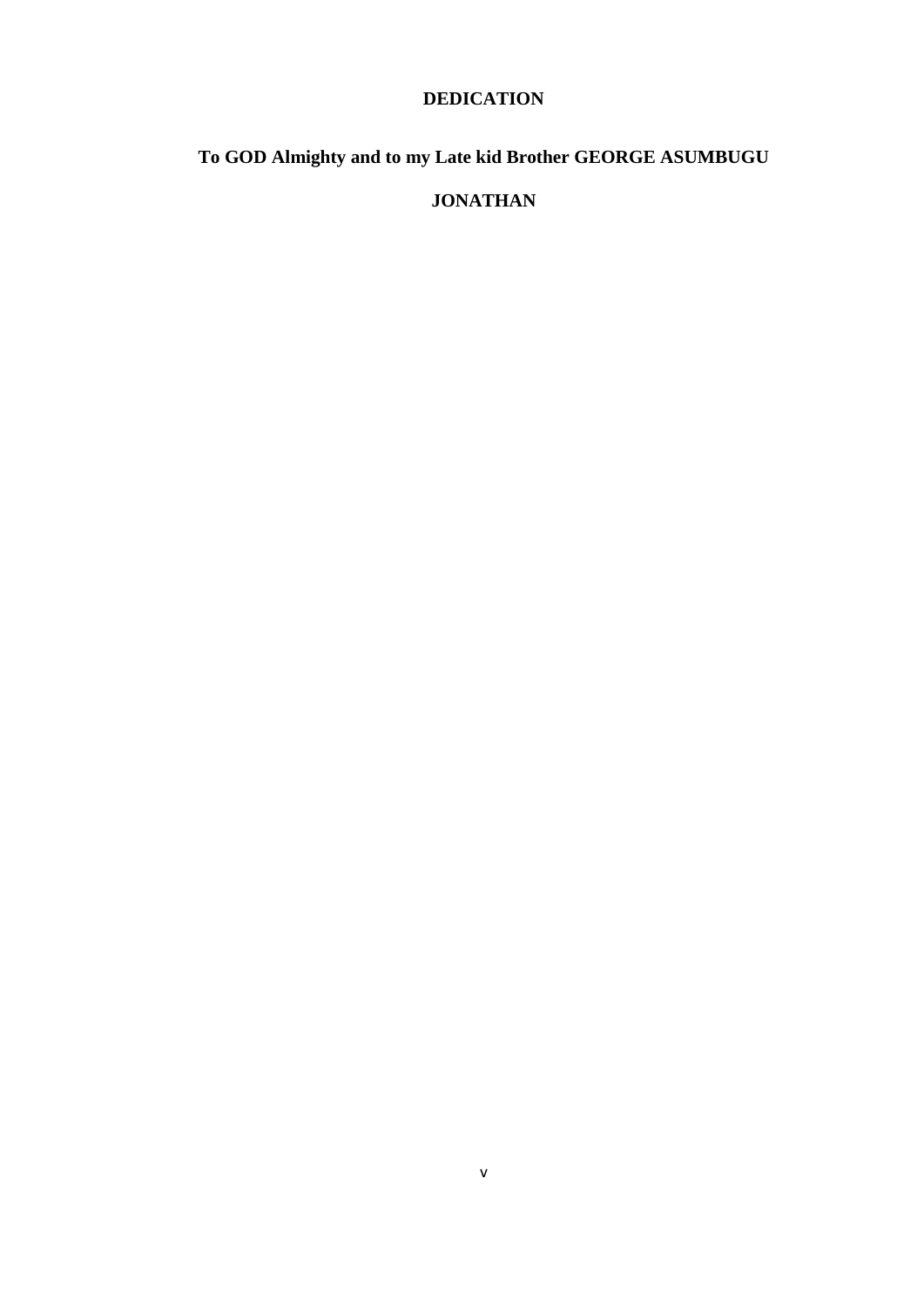# DEDICATION

**To GOD Almighty and to my Late kid Brother GEORGE ASUMBUGU JONATHAN**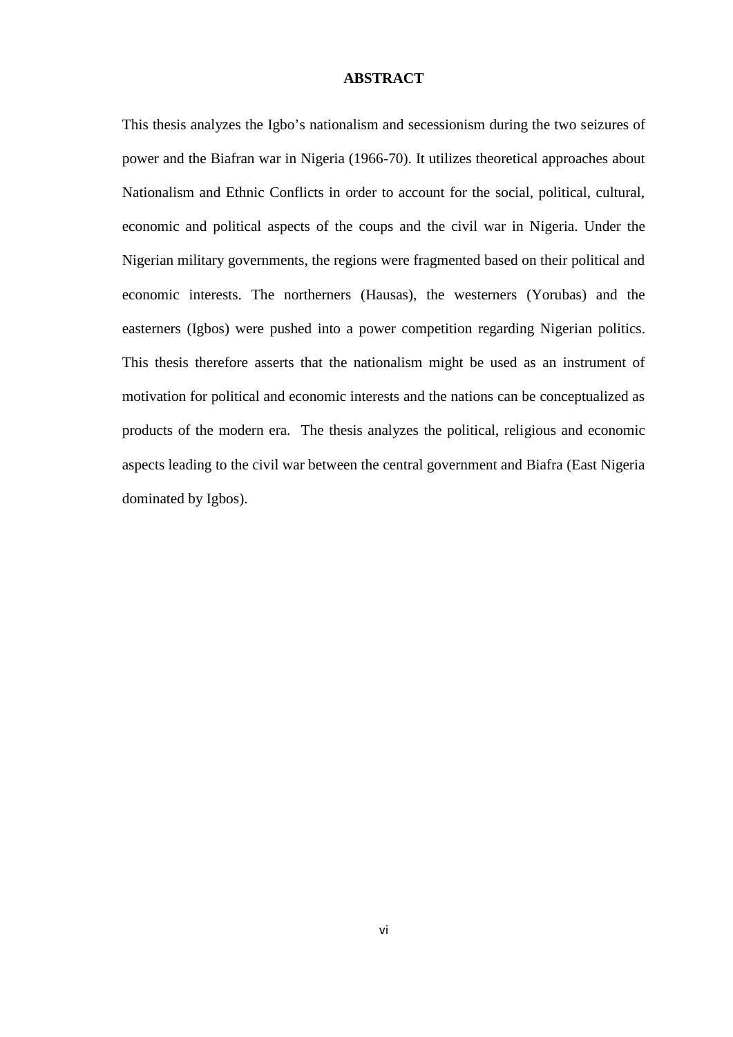# ABSTRACT

This thesis analyzes the Igbo's nationalism and secessionism during the two seizures of power and the Biafran war in Nigeria (1966-70). It utilizes theoretical approaches about Nationalism and Ethnic Conflicts in order to account for the social, political, cultural, economic and political aspects of the coups and the civil war in Nigeria. Under the Nigerian military governments, the regions were fragmented based on their political and economic interests. The northerners (Hausas), the westerners (Yorubas) and the easterners (Igbos) were pushed into a power competition regarding Nigerian politics. This thesis therefore asserts that the nationalism might be used as an instrument of motivation for political and economic interests and the nations can be conceptualized as products of the modern era. The thesis analyzes the political, religious and economic aspects leading to the civil war between the central government and Biafra (East Nigeria dominated by Igbos).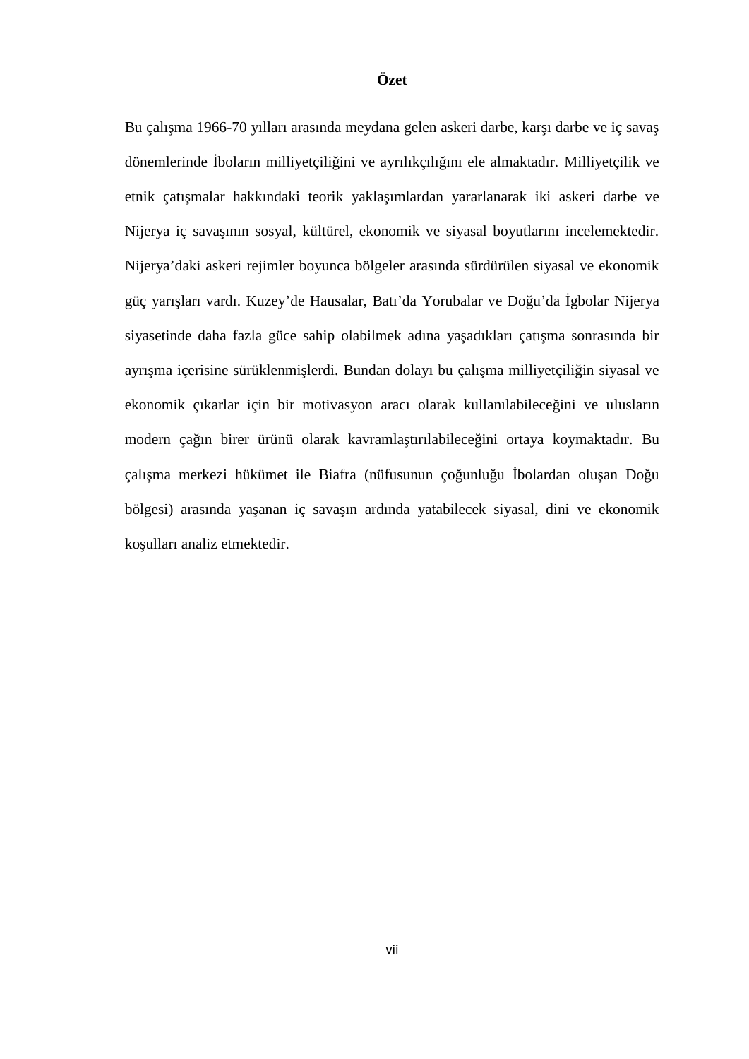# Özet

Bu çalışma 1966-70 yılları arasında meydana gelen askeri darbe, karşı darbe ve iç savaş dönemlerinde İboların milliyetçiliğini ve ayrılıkçılığını ele almaktadır. Milliyetçilik ve etnik çatışmalar hakkındaki teorik yaklaşımlardan yararlanarak iki askeri darbe ve Nijerya iç savaşının sosyal, kültürel, ekonomik ve siyasal boyutlarını incelemektedir. Nijerya'daki askeri rejimler boyunca bölgeler arasında sürdürülen siyasal ve ekonomik güç yarışları vardı. Kuzey'de Hausalar, Batı'da Yorubalar ve Doğu'da İgbolar Nijerya siyasetinde daha fazla güce sahip olabilmek adına yaşadıkları çatışma sonrasında bir ayrışma içerisine sürüklenmişlerdi. Bundan dolayı bu çalışma milliyetçiliğin siyasal ve ekonomik çıkarlar için bir motivasyon aracı olarak kullanılabileceğini ve ulusların modern çağın birer ürünü olarak kavramlaştırılabileceğini ortaya koymaktadır. Bu çalışma merkezi hükümet ile Biafra (nüfusunun çoğunluğu İbolardan oluşan Doğu bölgesi) arasında yaşanan iç savaşın ardında yatabilecek siyasal, dini ve ekonomik koşulları analiz etmektedir.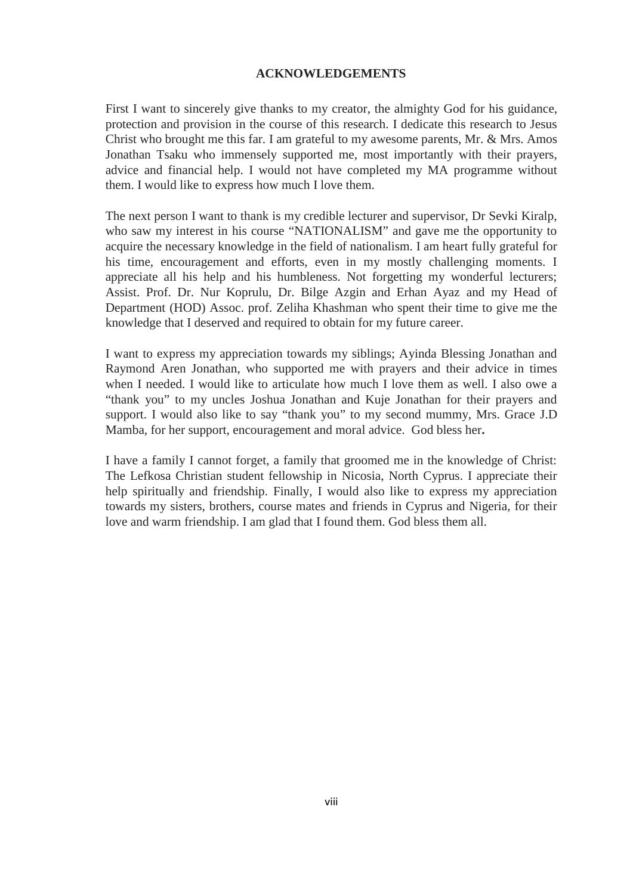## ACKNOWLEDGEMENTS

First I want to sincerely give thanks to my creator, the almighty God for his guidance, protection and provision in the course of this research. I dedicate this research to Jesus Christ who brought me this far. I am grateful to my awesome parents, Mr. & Mrs. Amos Jonathan Tsaku who immensely supported me, most importantly with their prayers, advice and financial help. I would not have completed my MA programme without them. I would like to express how much I love them.

The next person I want to thank is my credible lecturer and supervisor, Dr Sevki Kiralp, who saw my interest in his course "NATIONALISM" and gave me the opportunity to acquire the necessary knowledge in the field of nationalism. I am heart fully grateful for his time, encouragement and efforts, even in my mostly challenging moments. I appreciate all his help and his humbleness. Not forgetting my wonderful lecturers; Assist. Prof. Dr. Nur Koprulu, Dr. Bilge Azgin and Erhan Ayaz and my Head of Department (HOD) Assoc. prof. Zeliha Khashman who spent their time to give me the knowledge that I deserved and required to obtain for my future career.

I want to express my appreciation towards my siblings; Ayinda Blessing Jonathan and Raymond Aren Jonathan, who supported me with prayers and their advice in times when I needed. I would like to articulate how much I love them as well. I also owe a "thank you" to my uncles Joshua Jonathan and Kuje Jonathan for their prayers and support. I would also like to say "thank you" to my second mummy, Mrs. Grace J.D Mamba, for her support, encouragement and moral advice. God bless her**.**

I have a family I cannot forget, a family that groomed me in the knowledge of Christ: The Lefkosa Christian student fellowship in Nicosia, North Cyprus. I appreciate their help spiritually and friendship. Finally, I would also like to express my appreciation towards my sisters, brothers, course mates and friends in Cyprus and Nigeria, for their love and warm friendship. I am glad that I found them. God bless them all.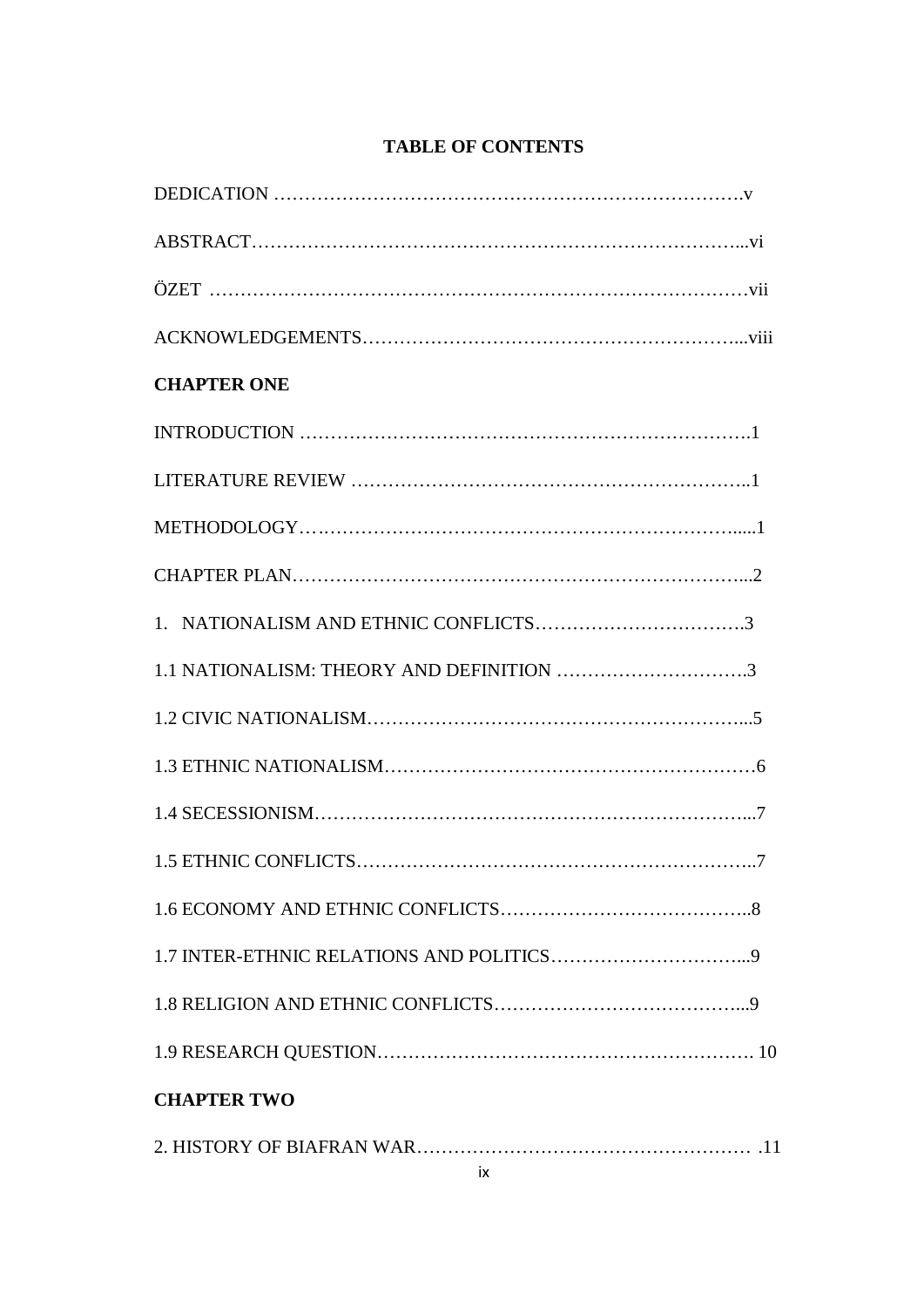# TABLE OF CONTENTS

DEDICATION ……………………………………………………………….v

ABSTRACT……………………………………………………………………...vi

ÖZET ……………………………………………………………………………vii

ACKNOWLEDGEMENTS……………………………………………………...viii

**CHAPTER ONE**

INTRODUCTION ……………………………………………………………….1

LITERATURE REVIEW ………………………………………………………..1

METHODOLOGY……………………………………………………………......1

CHAPTER PLAN…………………………………………………………………...2

1. NATIONALISM AND ETHNIC CONFLICTS…………………………….3

1.1 NATIONALISM: THEORY AND DEFINITION ………………………….3

1.2 CIVIC NATIONALISM…………………………………………………...5

1.3 ETHNIC NATIONALISM……………………………………………………6

1.4 SECESSIONISM……………………………………………………………...7

1.5 ETHNIC CONFLICTS………………………………………………………..7

1.6 ECONOMY AND ETHNIC CONFLICTS…………………………………..8

1.7 INTER-ETHNIC RELATIONS AND POLITICS…………………………...9

1.8 RELIGION AND ETHNIC CONFLICTS…………………………………...9

1.9 RESEARCH QUESTION……………………………………………………. 10

**CHAPTER TWO**

2. HISTORY OF BIAFRAN WAR……………………………………………… .11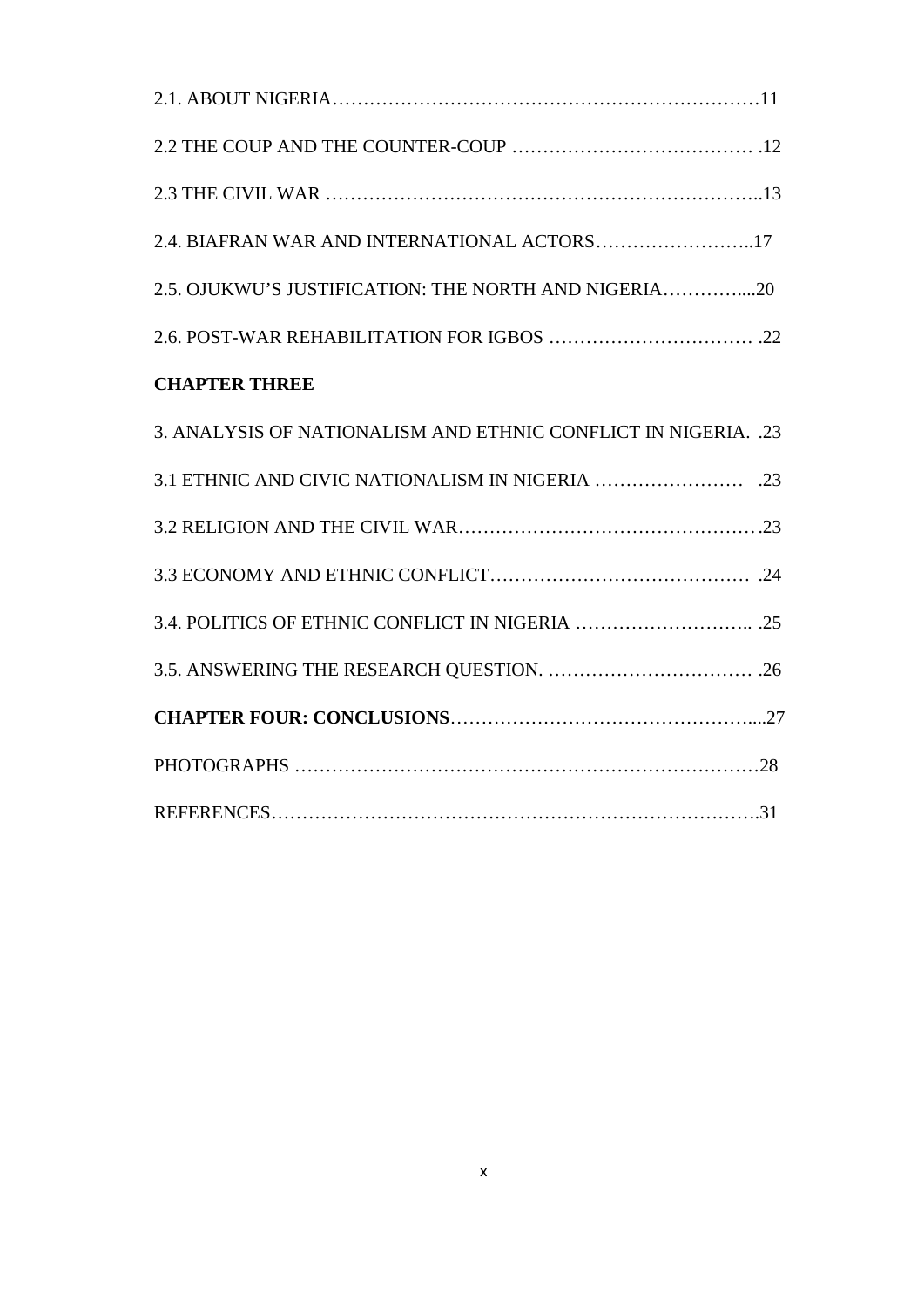2.1. ABOUT NIGERIA……………………………………………………………11

2.2 THE COUP AND THE COUNTER-COUP ………………………………… .12

2.3 THE CIVIL WAR ………………………………………………………………..13

2.4. BIAFRAN WAR AND INTERNATIONAL ACTORS……………………..17

2.5. OJUKWU'S JUSTIFICATION: THE NORTH AND NIGERIA…………....20

2.6. POST-WAR REHABILITATION FOR IGBOS …………………………… .22

**CHAPTER THREE**

3. ANALYSIS OF NATIONALISM AND ETHNIC CONFLICT IN NIGERIA. .23

3.1 ETHNIC AND CIVIC NATIONALISM IN NIGERIA …………………… .23

3.2 RELIGION AND THE CIVIL WAR…………………………………………….23

3.3 ECONOMY AND ETHNIC CONFLICT…………………………………… .24

3.4. POLITICS OF ETHNIC CONFLICT IN NIGERIA ……………………….. .25

3.5. ANSWERING THE RESEARCH QUESTION. …………………………… .26

**CHAPTER FOUR: CONCLUSIONS**…………………………………………....27

PHOTOGRAPHS ………………………………………………………………….28

REFERENCES……………………………………………………………………….31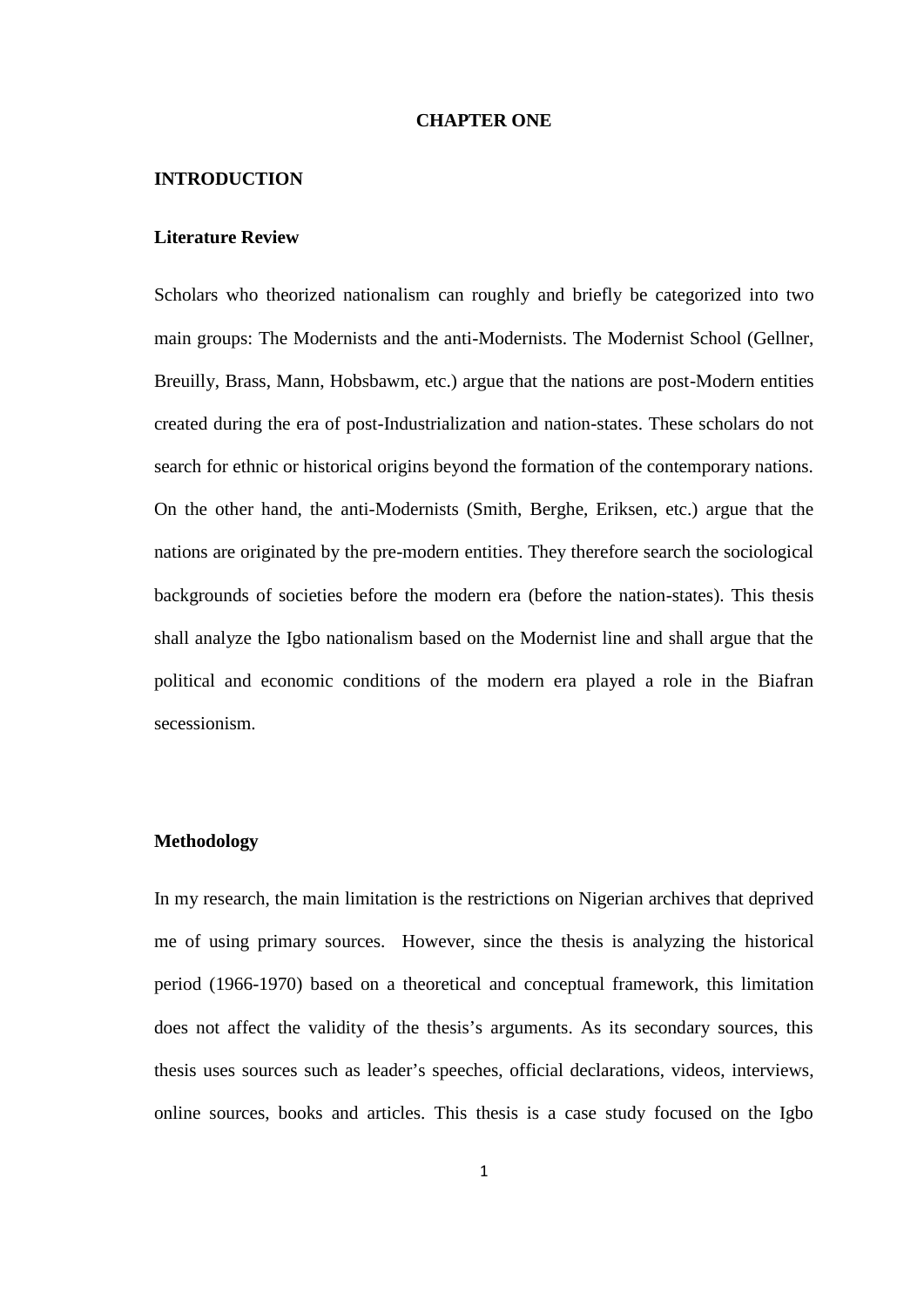# CHAPTER ONE

## INTRODUCTION

### Literature Review

Scholars who theorized nationalism can roughly and briefly be categorized into two main groups: The Modernists and the anti-Modernists. The Modernist School (Gellner, Breuilly, Brass, Mann, Hobsbawm, etc.) argue that the nations are post-Modern entities created during the era of post-Industrialization and nation-states. These scholars do not search for ethnic or historical origins beyond the formation of the contemporary nations. On the other hand, the anti-Modernists (Smith, Berghe, Eriksen, etc.) argue that the nations are originated by the pre-modern entities. They therefore search the sociological backgrounds of societies before the modern era (before the nation-states). This thesis shall analyze the Igbo nationalism based on the Modernist line and shall argue that the political and economic conditions of the modern era played a role in the Biafran secessionism.

### Methodology

In my research, the main limitation is the restrictions on Nigerian archives that deprived me of using primary sources. However, since the thesis is analyzing the historical period (1966-1970) based on a theoretical and conceptual framework, this limitation does not affect the validity of the thesis's arguments. As its secondary sources, this thesis uses sources such as leader's speeches, official declarations, videos, interviews, online sources, books and articles. This thesis is a case study focused on the Igbo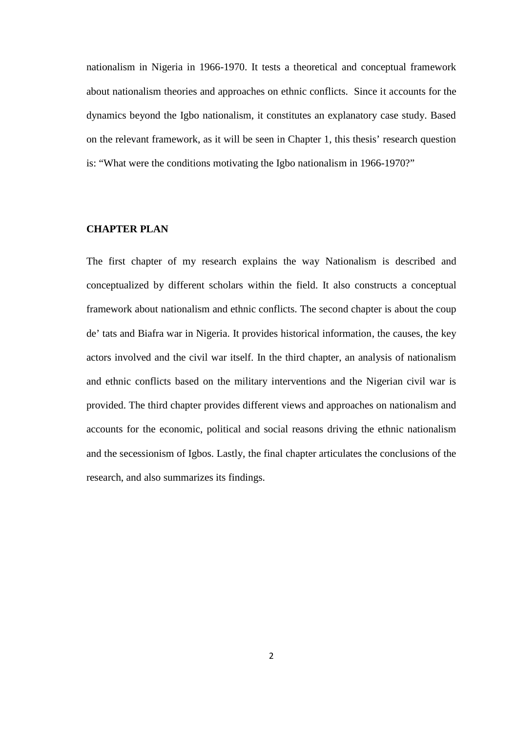nationalism in Nigeria in 1966-1970. It tests a theoretical and conceptual framework about nationalism theories and approaches on ethnic conflicts. Since it accounts for the dynamics beyond the Igbo nationalism, it constitutes an explanatory case study. Based on the relevant framework, as it will be seen in Chapter 1, this thesis' research question is: "What were the conditions motivating the Igbo nationalism in 1966-1970?"

**CHAPTER PLAN**

The first chapter of my research explains the way Nationalism is described and conceptualized by different scholars within the field. It also constructs a conceptual framework about nationalism and ethnic conflicts. The second chapter is about the coup de' tats and Biafra war in Nigeria. It provides historical information, the causes, the key actors involved and the civil war itself. In the third chapter, an analysis of nationalism and ethnic conflicts based on the military interventions and the Nigerian civil war is provided. The third chapter provides different views and approaches on nationalism and accounts for the economic, political and social reasons driving the ethnic nationalism and the secessionism of Igbos. Lastly, the final chapter articulates the conclusions of the research, and also summarizes its findings.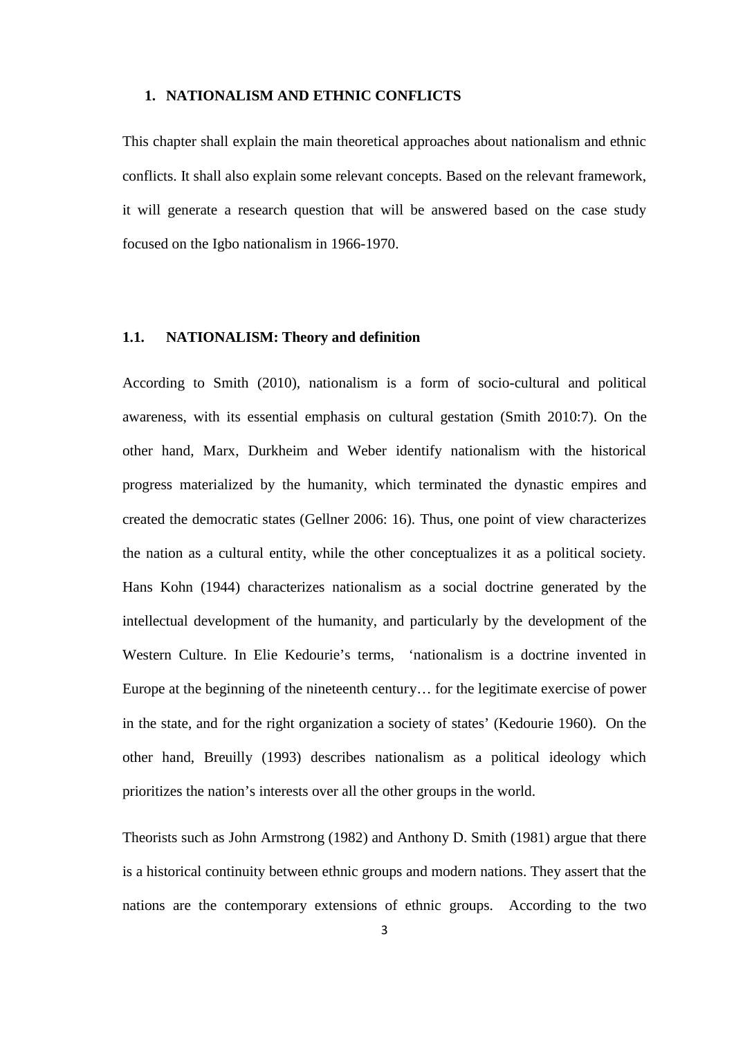# 1. NATIONALISM AND ETHNIC CONFLICTS

This chapter shall explain the main theoretical approaches about nationalism and ethnic conflicts. It shall also explain some relevant concepts. Based on the relevant framework, it will generate a research question that will be answered based on the case study focused on the Igbo nationalism in 1966-1970.

## 1.1. NATIONALISM: Theory and definition

According to Smith (2010), nationalism is a form of socio-cultural and political awareness, with its essential emphasis on cultural gestation (Smith 2010:7). On the other hand, Marx, Durkheim and Weber identify nationalism with the historical progress materialized by the humanity, which terminated the dynastic empires and created the democratic states (Gellner 2006: 16). Thus, one point of view characterizes the nation as a cultural entity, while the other conceptualizes it as a political society. Hans Kohn (1944) characterizes nationalism as a social doctrine generated by the intellectual development of the humanity, and particularly by the development of the Western Culture. In Elie Kedourie's terms, 'nationalism is a doctrine invented in Europe at the beginning of the nineteenth century… for the legitimate exercise of power in the state, and for the right organization a society of states' (Kedourie 1960). On the other hand, Breuilly (1993) describes nationalism as a political ideology which prioritizes the nation's interests over all the other groups in the world.

Theorists such as John Armstrong (1982) and Anthony D. Smith (1981) argue that there is a historical continuity between ethnic groups and modern nations. They assert that the nations are the contemporary extensions of ethnic groups. According to the two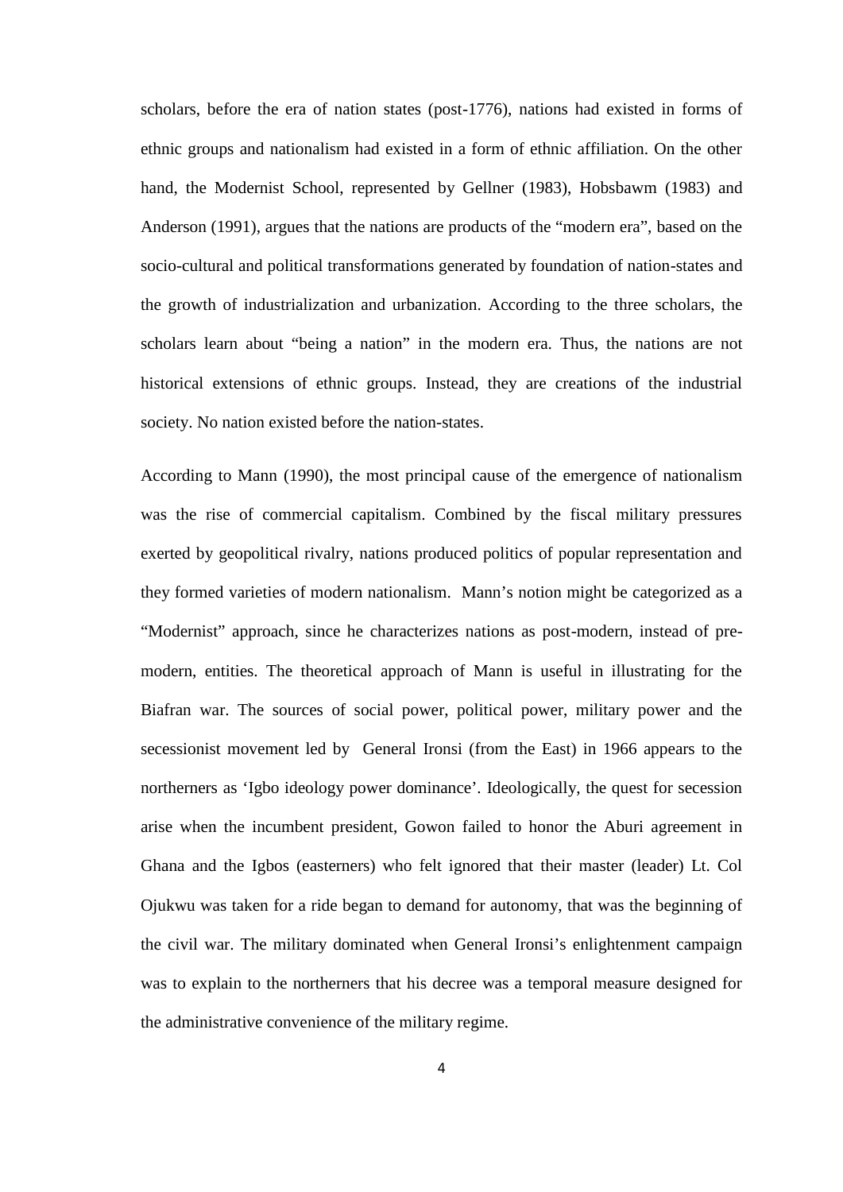scholars, before the era of nation states (post-1776), nations had existed in forms of ethnic groups and nationalism had existed in a form of ethnic affiliation. On the other hand, the Modernist School, represented by Gellner (1983), Hobsbawm (1983) and Anderson (1991), argues that the nations are products of the "modern era", based on the socio-cultural and political transformations generated by foundation of nation-states and the growth of industrialization and urbanization. According to the three scholars, the scholars learn about "being a nation" in the modern era. Thus, the nations are not historical extensions of ethnic groups. Instead, they are creations of the industrial society. No nation existed before the nation-states.

According to Mann (1990), the most principal cause of the emergence of nationalism was the rise of commercial capitalism. Combined by the fiscal military pressures exerted by geopolitical rivalry, nations produced politics of popular representation and they formed varieties of modern nationalism. Mann's notion might be categorized as a "Modernist" approach, since he characterizes nations as post-modern, instead of pre-modern, entities. The theoretical approach of Mann is useful in illustrating for the Biafran war. The sources of social power, political power, military power and the secessionist movement led by General Ironsi (from the East) in 1966 appears to the northerners as 'Igbo ideology power dominance'. Ideologically, the quest for secession arise when the incumbent president, Gowon failed to honor the Aburi agreement in Ghana and the Igbos (easterners) who felt ignored that their master (leader) Lt. Col Ojukwu was taken for a ride began to demand for autonomy, that was the beginning of the civil war. The military dominated when General Ironsi's enlightenment campaign was to explain to the northerners that his decree was a temporal measure designed for the administrative convenience of the military regime.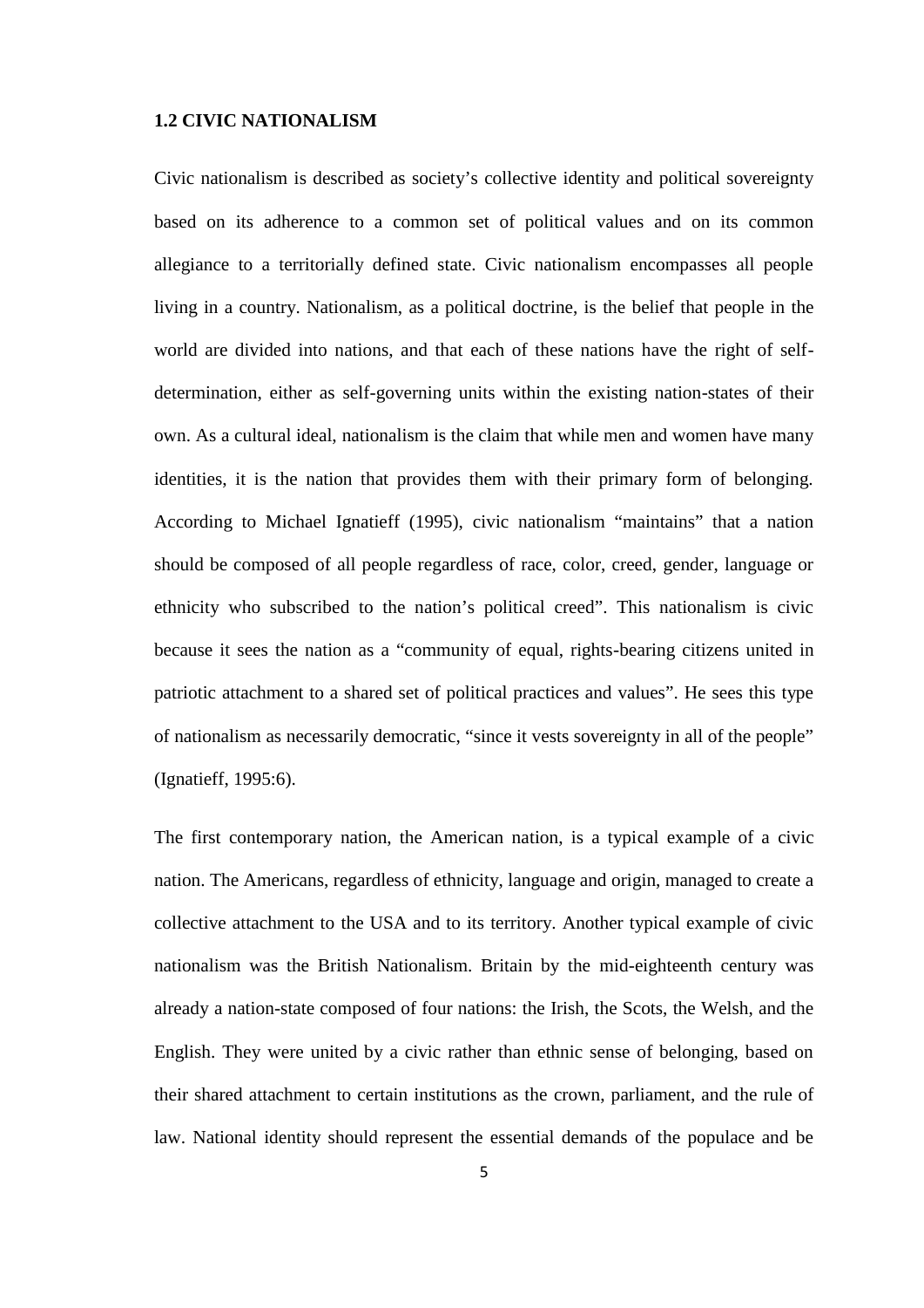### 1.2 CIVIC NATIONALISM

Civic nationalism is described as society's collective identity and political sovereignty based on its adherence to a common set of political values and on its common allegiance to a territorially defined state. Civic nationalism encompasses all people living in a country. Nationalism, as a political doctrine, is the belief that people in the world are divided into nations, and that each of these nations have the right of self-determination, either as self-governing units within the existing nation-states of their own. As a cultural ideal, nationalism is the claim that while men and women have many identities, it is the nation that provides them with their primary form of belonging. According to Michael Ignatieff (1995), civic nationalism "maintains" that a nation should be composed of all people regardless of race, color, creed, gender, language or ethnicity who subscribed to the nation's political creed". This nationalism is civic because it sees the nation as a "community of equal, rights-bearing citizens united in patriotic attachment to a shared set of political practices and values". He sees this type of nationalism as necessarily democratic, "since it vests sovereignty in all of the people" (Ignatieff, 1995:6).

The first contemporary nation, the American nation, is a typical example of a civic nation. The Americans, regardless of ethnicity, language and origin, managed to create a collective attachment to the USA and to its territory. Another typical example of civic nationalism was the British Nationalism. Britain by the mid-eighteenth century was already a nation-state composed of four nations: the Irish, the Scots, the Welsh, and the English. They were united by a civic rather than ethnic sense of belonging, based on their shared attachment to certain institutions as the crown, parliament, and the rule of law. National identity should represent the essential demands of the populace and be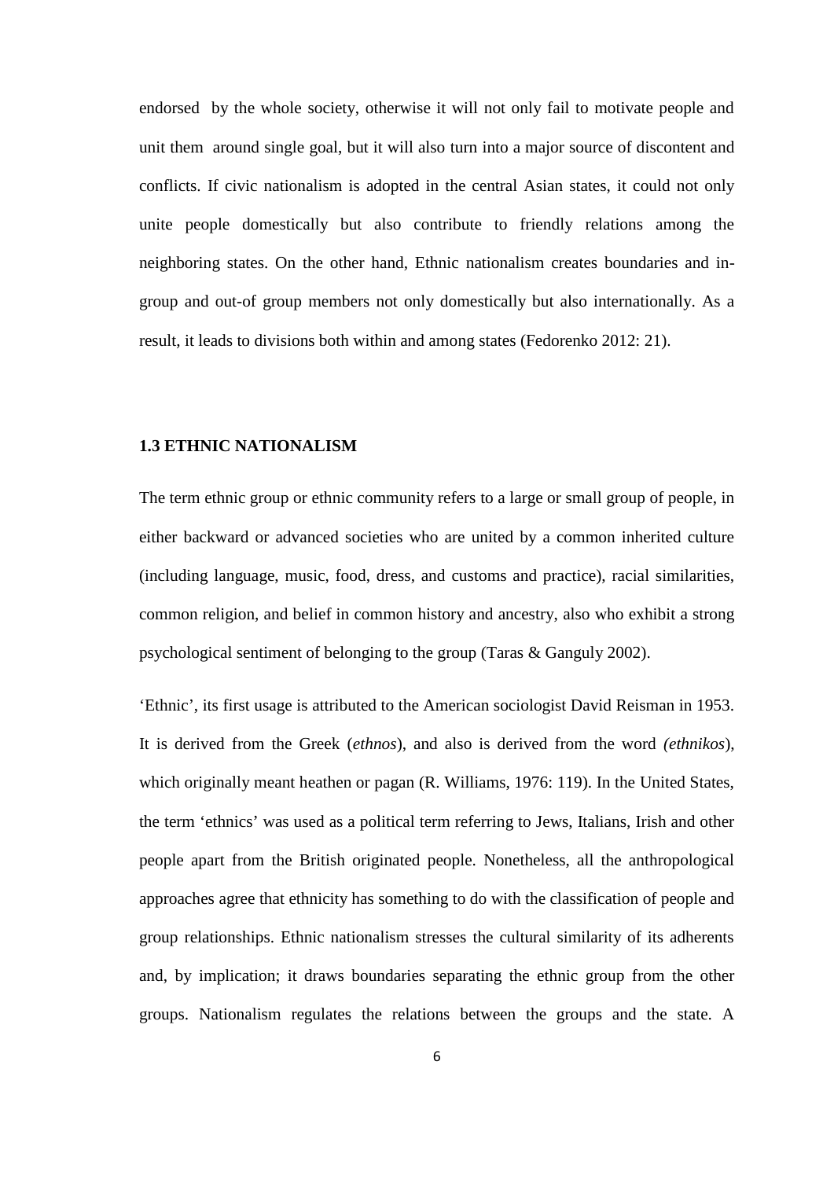endorsed by the whole society, otherwise it will not only fail to motivate people and unit them around single goal, but it will also turn into a major source of discontent and conflicts. If civic nationalism is adopted in the central Asian states, it could not only unite people domestically but also contribute to friendly relations among the neighboring states. On the other hand, Ethnic nationalism creates boundaries and in-group and out-of group members not only domestically but also internationally. As a result, it leads to divisions both within and among states (Fedorenko 2012: 21).

### 1.3 ETHNIC NATIONALISM

The term ethnic group or ethnic community refers to a large or small group of people, in either backward or advanced societies who are united by a common inherited culture (including language, music, food, dress, and customs and practice), racial similarities, common religion, and belief in common history and ancestry, also who exhibit a strong psychological sentiment of belonging to the group (Taras & Ganguly 2002).

'Ethnic', its first usage is attributed to the American sociologist David Reisman in 1953. It is derived from the Greek (*ethnos*), and also is derived from the word *(ethnikos*), which originally meant heathen or pagan (R. Williams, 1976: 119). In the United States, the term 'ethnics' was used as a political term referring to Jews, Italians, Irish and other people apart from the British originated people. Nonetheless, all the anthropological approaches agree that ethnicity has something to do with the classification of people and group relationships. Ethnic nationalism stresses the cultural similarity of its adherents and, by implication; it draws boundaries separating the ethnic group from the other groups. Nationalism regulates the relations between the groups and the state. A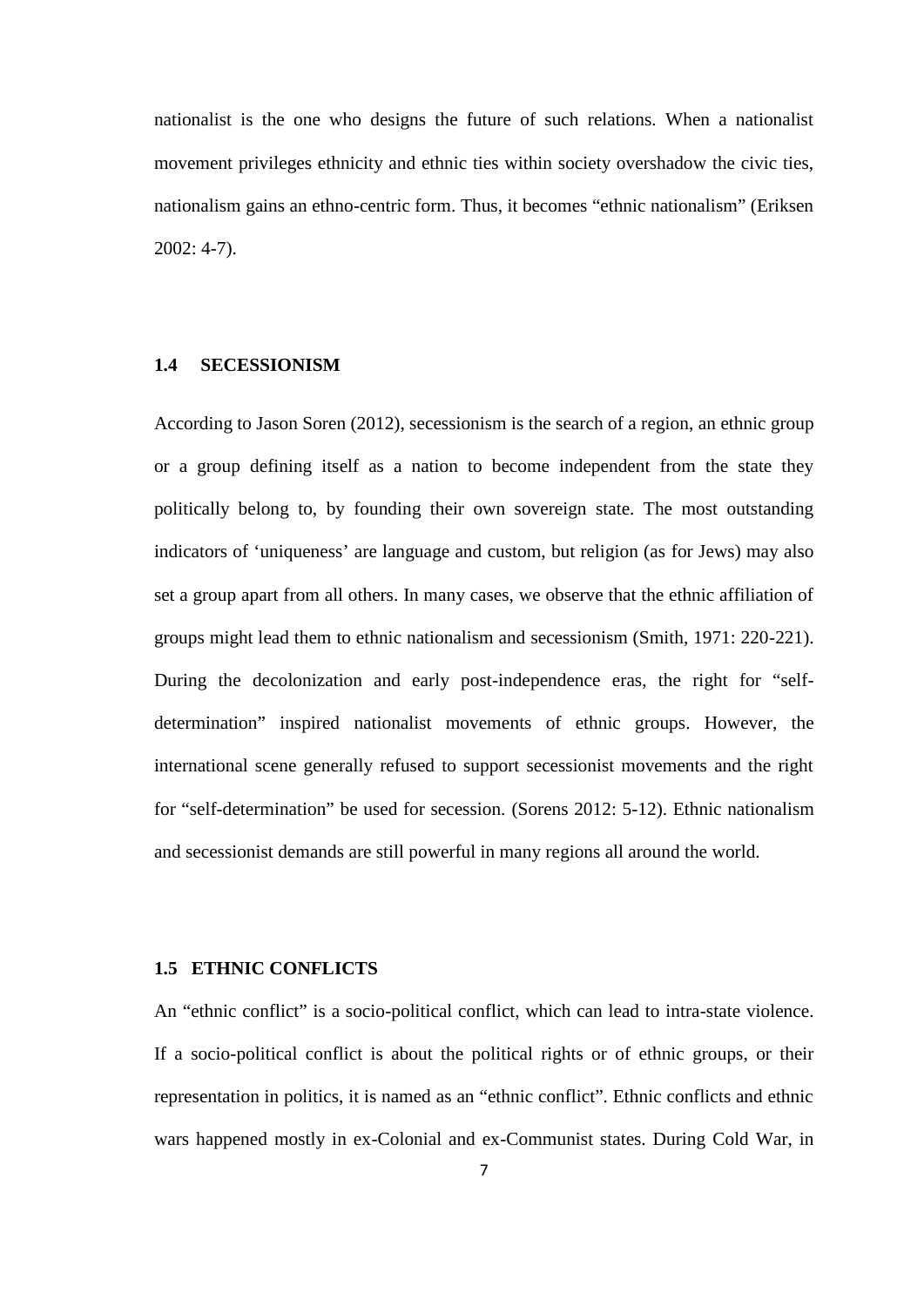nationalist is the one who designs the future of such relations. When a nationalist movement privileges ethnicity and ethnic ties within society overshadow the civic ties, nationalism gains an ethno-centric form. Thus, it becomes "ethnic nationalism" (Eriksen 2002: 4-7).

## 1.4 SECESSIONISM

According to Jason Soren (2012), secessionism is the search of a region, an ethnic group or a group defining itself as a nation to become independent from the state they politically belong to, by founding their own sovereign state. The most outstanding indicators of 'uniqueness' are language and custom, but religion (as for Jews) may also set a group apart from all others. In many cases, we observe that the ethnic affiliation of groups might lead them to ethnic nationalism and secessionism (Smith, 1971: 220-221). During the decolonization and early post-independence eras, the right for "self-determination" inspired nationalist movements of ethnic groups. However, the international scene generally refused to support secessionist movements and the right for "self-determination" be used for secession. (Sorens 2012: 5-12). Ethnic nationalism and secessionist demands are still powerful in many regions all around the world.

## 1.5 ETHNIC CONFLICTS

An "ethnic conflict" is a socio-political conflict, which can lead to intra-state violence. If a socio-political conflict is about the political rights or of ethnic groups, or their representation in politics, it is named as an "ethnic conflict". Ethnic conflicts and ethnic wars happened mostly in ex-Colonial and ex-Communist states. During Cold War, in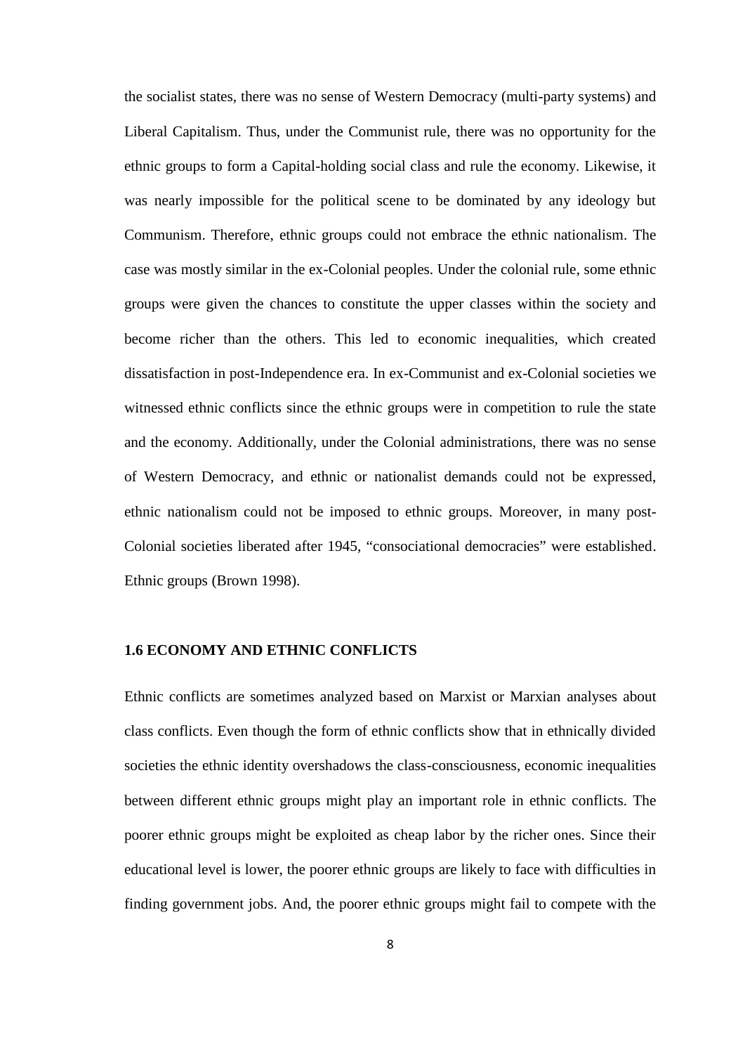the socialist states, there was no sense of Western Democracy (multi-party systems) and Liberal Capitalism. Thus, under the Communist rule, there was no opportunity for the ethnic groups to form a Capital-holding social class and rule the economy. Likewise, it was nearly impossible for the political scene to be dominated by any ideology but Communism. Therefore, ethnic groups could not embrace the ethnic nationalism. The case was mostly similar in the ex-Colonial peoples. Under the colonial rule, some ethnic groups were given the chances to constitute the upper classes within the society and become richer than the others. This led to economic inequalities, which created dissatisfaction in post-Independence era. In ex-Communist and ex-Colonial societies we witnessed ethnic conflicts since the ethnic groups were in competition to rule the state and the economy. Additionally, under the Colonial administrations, there was no sense of Western Democracy, and ethnic or nationalist demands could not be expressed, ethnic nationalism could not be imposed to ethnic groups. Moreover, in many post-Colonial societies liberated after 1945, "consociational democracies" were established. Ethnic groups (Brown 1998).

### 1.6 ECONOMY AND ETHNIC CONFLICTS

Ethnic conflicts are sometimes analyzed based on Marxist or Marxian analyses about class conflicts. Even though the form of ethnic conflicts show that in ethnically divided societies the ethnic identity overshadows the class-consciousness, economic inequalities between different ethnic groups might play an important role in ethnic conflicts. The poorer ethnic groups might be exploited as cheap labor by the richer ones. Since their educational level is lower, the poorer ethnic groups are likely to face with difficulties in finding government jobs. And, the poorer ethnic groups might fail to compete with the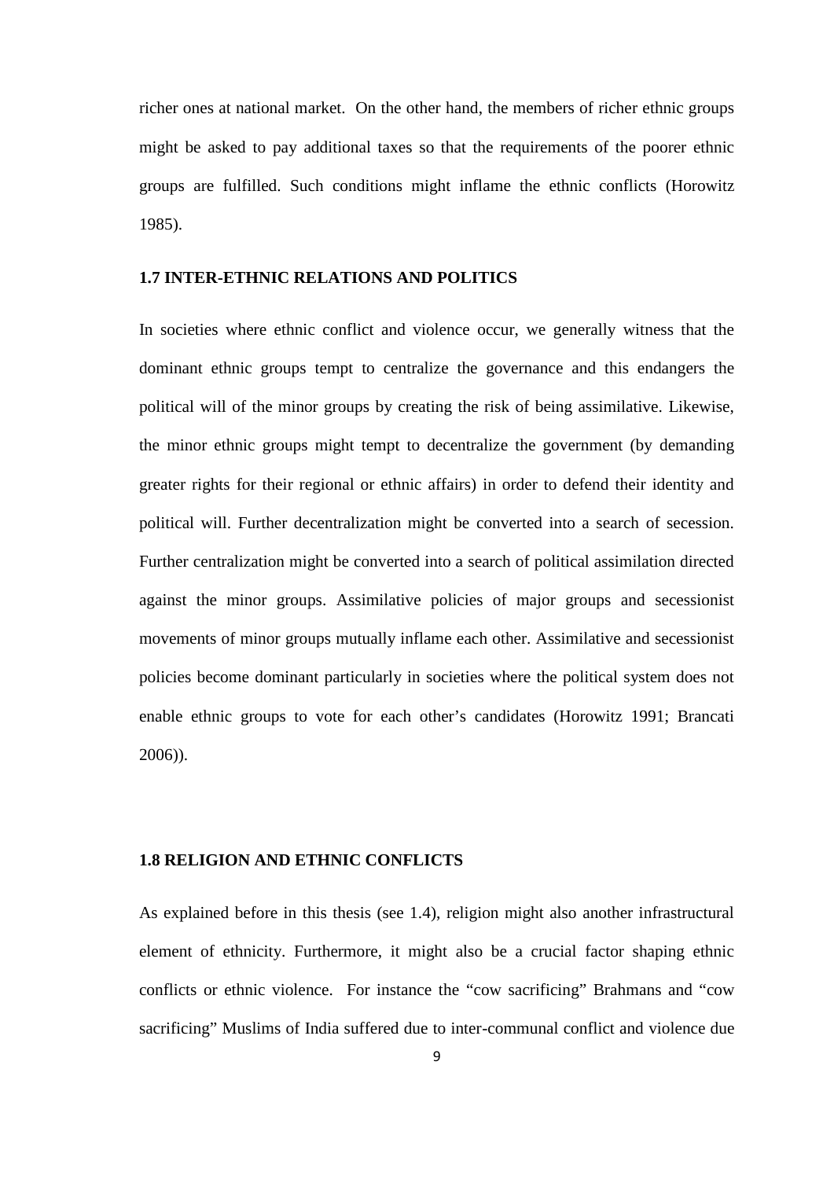richer ones at national market.  On the other hand, the members of richer ethnic groups might be asked to pay additional taxes so that the requirements of the poorer ethnic groups are fulfilled. Such conditions might inflame the ethnic conflicts (Horowitz 1985).

### 1.7 INTER-ETHNIC RELATIONS AND POLITICS

In societies where ethnic conflict and violence occur, we generally witness that the dominant ethnic groups tempt to centralize the governance and this endangers the political will of the minor groups by creating the risk of being assimilative. Likewise, the minor ethnic groups might tempt to decentralize the government (by demanding greater rights for their regional or ethnic affairs) in order to defend their identity and political will. Further decentralization might be converted into a search of secession. Further centralization might be converted into a search of political assimilation directed against the minor groups. Assimilative policies of major groups and secessionist movements of minor groups mutually inflame each other. Assimilative and secessionist policies become dominant particularly in societies where the political system does not enable ethnic groups to vote for each other's candidates (Horowitz 1991; Brancati 2006)).

### 1.8 RELIGION AND ETHNIC CONFLICTS

As explained before in this thesis (see 1.4), religion might also another infrastructural element of ethnicity. Furthermore, it might also be a crucial factor shaping ethnic conflicts or ethnic violence.  For instance the "cow sacrificing" Brahmans and "cow sacrificing" Muslims of India suffered due to inter-communal conflict and violence due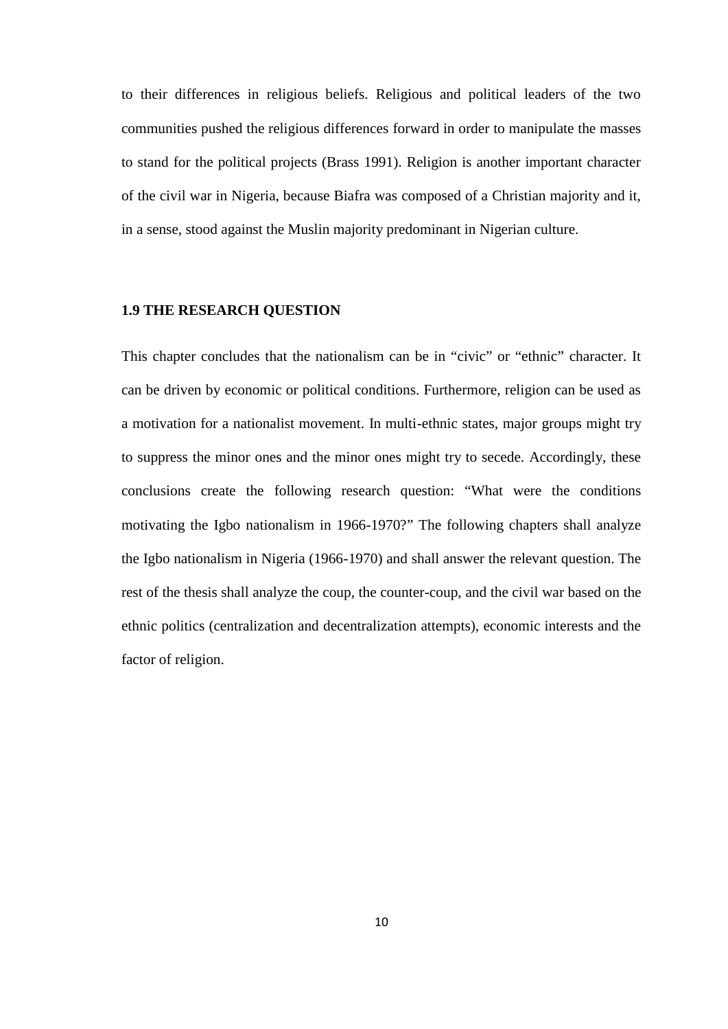to their differences in religious beliefs. Religious and political leaders of the two communities pushed the religious differences forward in order to manipulate the masses to stand for the political projects (Brass 1991). Religion is another important character of the civil war in Nigeria, because Biafra was composed of a Christian majority and it, in a sense, stood against the Muslin majority predominant in Nigerian culture.

### 1.9 THE RESEARCH QUESTION

This chapter concludes that the nationalism can be in "civic" or "ethnic" character. It can be driven by economic or political conditions. Furthermore, religion can be used as a motivation for a nationalist movement. In multi-ethnic states, major groups might try to suppress the minor ones and the minor ones might try to secede. Accordingly, these conclusions create the following research question: "What were the conditions motivating the Igbo nationalism in 1966-1970?" The following chapters shall analyze the Igbo nationalism in Nigeria (1966-1970) and shall answer the relevant question. The rest of the thesis shall analyze the coup, the counter-coup, and the civil war based on the ethnic politics (centralization and decentralization attempts), economic interests and the factor of religion.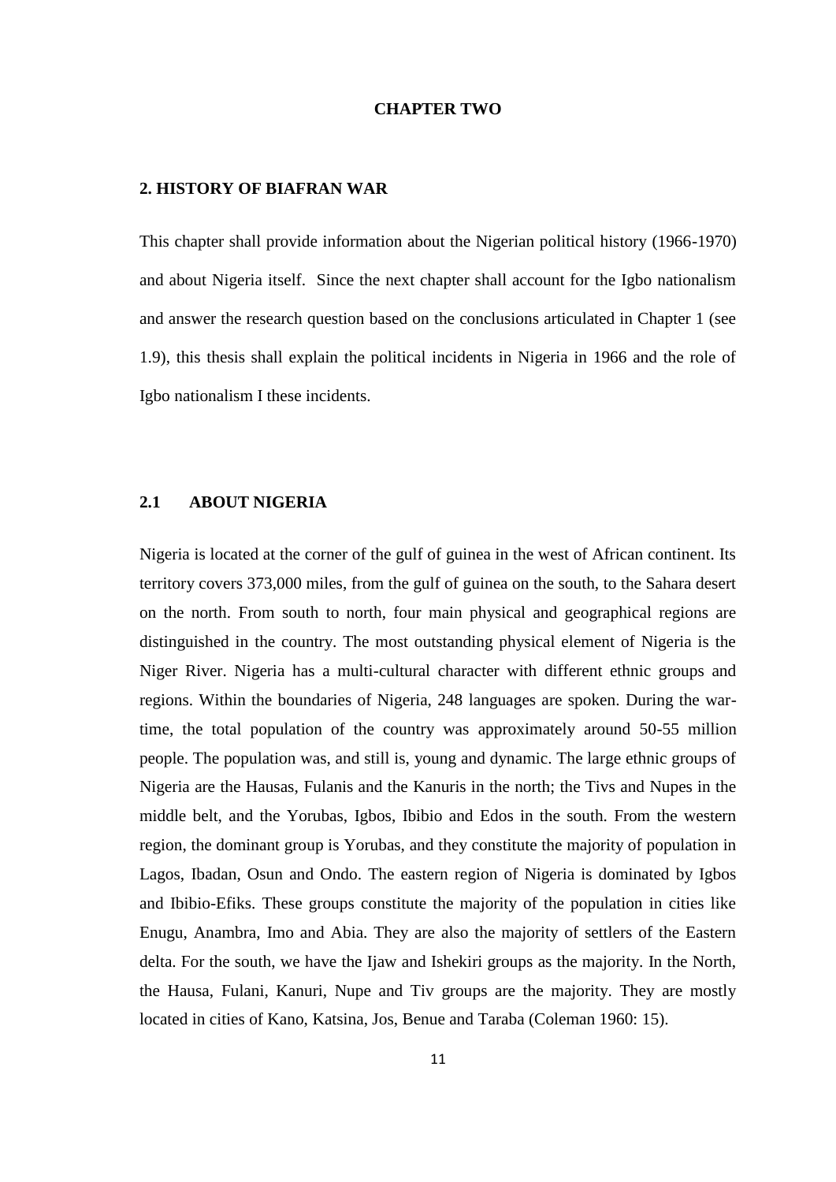# CHAPTER TWO

## 2. HISTORY OF BIAFRAN WAR

This chapter shall provide information about the Nigerian political history (1966-1970) and about Nigeria itself. Since the next chapter shall account for the Igbo nationalism and answer the research question based on the conclusions articulated in Chapter 1 (see 1.9), this thesis shall explain the political incidents in Nigeria in 1966 and the role of Igbo nationalism I these incidents.

### 2.1 ABOUT NIGERIA

Nigeria is located at the corner of the gulf of guinea in the west of African continent. Its territory covers 373,000 miles, from the gulf of guinea on the south, to the Sahara desert on the north. From south to north, four main physical and geographical regions are distinguished in the country. The most outstanding physical element of Nigeria is the Niger River. Nigeria has a multi-cultural character with different ethnic groups and regions. Within the boundaries of Nigeria, 248 languages are spoken. During the war-time, the total population of the country was approximately around 50-55 million people. The population was, and still is, young and dynamic. The large ethnic groups of Nigeria are the Hausas, Fulanis and the Kanuris in the north; the Tivs and Nupes in the middle belt, and the Yorubas, Igbos, Ibibio and Edos in the south. From the western region, the dominant group is Yorubas, and they constitute the majority of population in Lagos, Ibadan, Osun and Ondo. The eastern region of Nigeria is dominated by Igbos and Ibibio-Efiks. These groups constitute the majority of the population in cities like Enugu, Anambra, Imo and Abia. They are also the majority of settlers of the Eastern delta. For the south, we have the Ijaw and Ishekiri groups as the majority. In the North, the Hausa, Fulani, Kanuri, Nupe and Tiv groups are the majority. They are mostly located in cities of Kano, Katsina, Jos, Benue and Taraba (Coleman 1960: 15).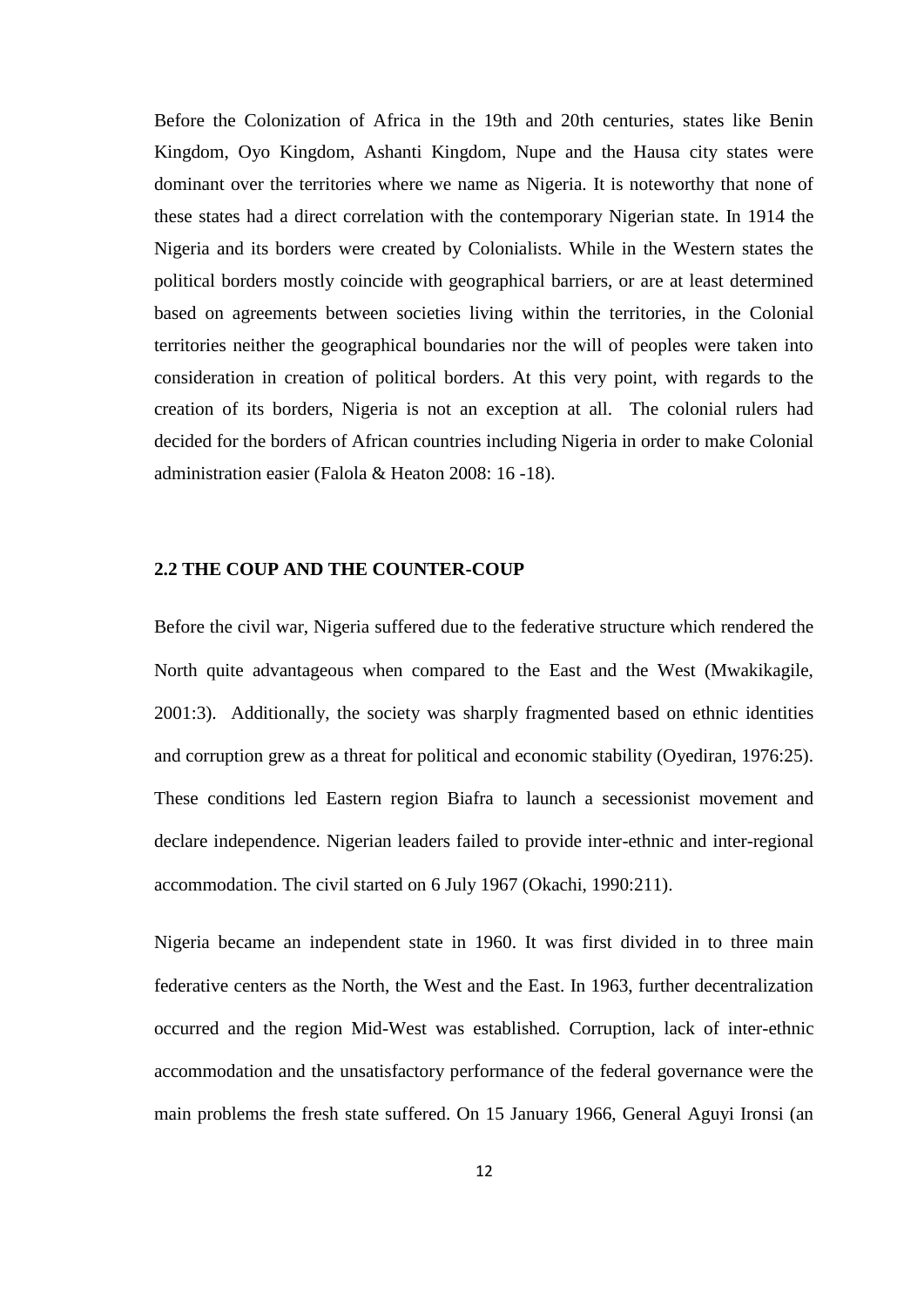Before the Colonization of Africa in the 19th and 20th centuries, states like Benin Kingdom, Oyo Kingdom, Ashanti Kingdom, Nupe and the Hausa city states were dominant over the territories where we name as Nigeria. It is noteworthy that none of these states had a direct correlation with the contemporary Nigerian state. In 1914 the Nigeria and its borders were created by Colonialists. While in the Western states the political borders mostly coincide with geographical barriers, or are at least determined based on agreements between societies living within the territories, in the Colonial territories neither the geographical boundaries nor the will of peoples were taken into consideration in creation of political borders. At this very point, with regards to the creation of its borders, Nigeria is not an exception at all. The colonial rulers had decided for the borders of African countries including Nigeria in order to make Colonial administration easier (Falola & Heaton 2008: 16 -18).

## 2.2 THE COUP AND THE COUNTER-COUP

Before the civil war, Nigeria suffered due to the federative structure which rendered the North quite advantageous when compared to the East and the West (Mwakikagile, 2001:3). Additionally, the society was sharply fragmented based on ethnic identities and corruption grew as a threat for political and economic stability (Oyediran, 1976:25). These conditions led Eastern region Biafra to launch a secessionist movement and declare independence. Nigerian leaders failed to provide inter-ethnic and inter-regional accommodation. The civil started on 6 July 1967 (Okachi, 1990:211).

Nigeria became an independent state in 1960. It was first divided in to three main federative centers as the North, the West and the East. In 1963, further decentralization occurred and the region Mid-West was established. Corruption, lack of inter-ethnic accommodation and the unsatisfactory performance of the federal governance were the main problems the fresh state suffered. On 15 January 1966, General Aguyi Ironsi (an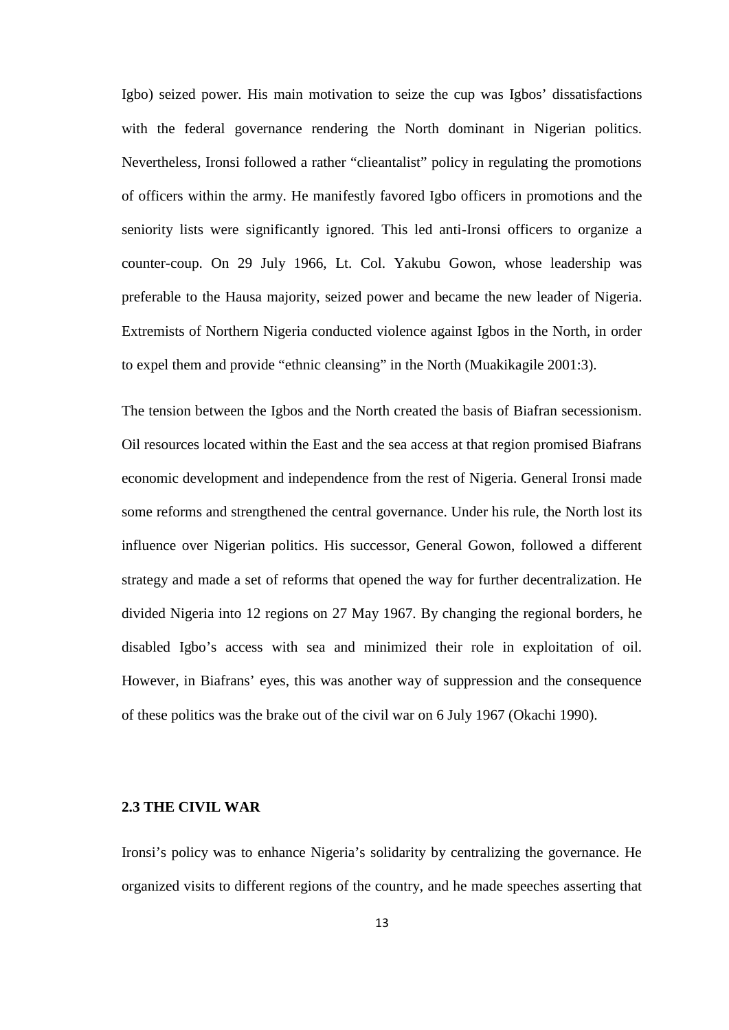Igbo) seized power. His main motivation to seize the cup was Igbos' dissatisfactions with the federal governance rendering the North dominant in Nigerian politics. Nevertheless, Ironsi followed a rather "clieantalist" policy in regulating the promotions of officers within the army. He manifestly favored Igbo officers in promotions and the seniority lists were significantly ignored. This led anti-Ironsi officers to organize a counter-coup. On 29 July 1966, Lt. Col. Yakubu Gowon, whose leadership was preferable to the Hausa majority, seized power and became the new leader of Nigeria. Extremists of Northern Nigeria conducted violence against Igbos in the North, in order to expel them and provide "ethnic cleansing" in the North (Muakikagile 2001:3).

The tension between the Igbos and the North created the basis of Biafran secessionism. Oil resources located within the East and the sea access at that region promised Biafrans economic development and independence from the rest of Nigeria. General Ironsi made some reforms and strengthened the central governance. Under his rule, the North lost its influence over Nigerian politics. His successor, General Gowon, followed a different strategy and made a set of reforms that opened the way for further decentralization. He divided Nigeria into 12 regions on 27 May 1967. By changing the regional borders, he disabled Igbo's access with sea and minimized their role in exploitation of oil. However, in Biafrans' eyes, this was another way of suppression and the consequence of these politics was the brake out of the civil war on 6 July 1967 (Okachi 1990).

### 2.3 THE CIVIL WAR

Ironsi's policy was to enhance Nigeria's solidarity by centralizing the governance. He organized visits to different regions of the country, and he made speeches asserting that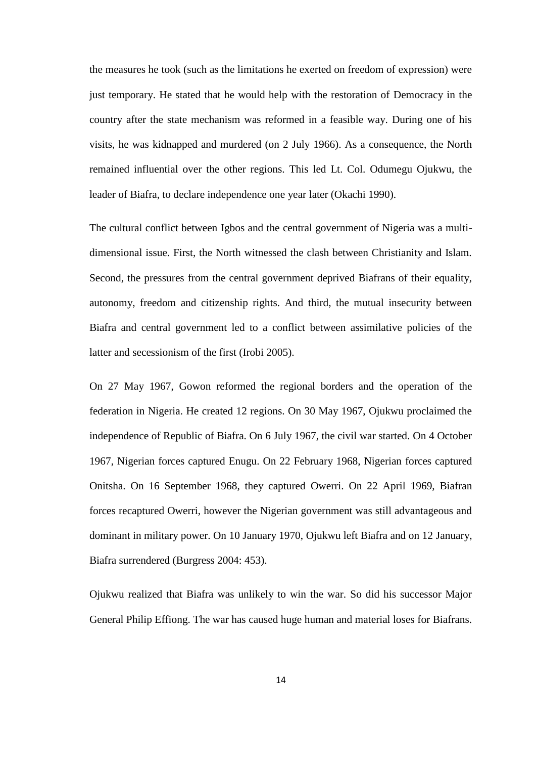the measures he took (such as the limitations he exerted on freedom of expression) were just temporary. He stated that he would help with the restoration of Democracy in the country after the state mechanism was reformed in a feasible way. During one of his visits, he was kidnapped and murdered (on 2 July 1966). As a consequence, the North remained influential over the other regions. This led Lt. Col. Odumegu Ojukwu, the leader of Biafra, to declare independence one year later (Okachi 1990).

The cultural conflict between Igbos and the central government of Nigeria was a multi-dimensional issue. First, the North witnessed the clash between Christianity and Islam. Second, the pressures from the central government deprived Biafrans of their equality, autonomy, freedom and citizenship rights. And third, the mutual insecurity between Biafra and central government led to a conflict between assimilative policies of the latter and secessionism of the first (Irobi 2005).

On 27 May 1967, Gowon reformed the regional borders and the operation of the federation in Nigeria. He created 12 regions. On 30 May 1967, Ojukwu proclaimed the independence of Republic of Biafra. On 6 July 1967, the civil war started. On 4 October 1967, Nigerian forces captured Enugu. On 22 February 1968, Nigerian forces captured Onitsha. On 16 September 1968, they captured Owerri. On 22 April 1969, Biafran forces recaptured Owerri, however the Nigerian government was still advantageous and dominant in military power. On 10 January 1970, Ojukwu left Biafra and on 12 January, Biafra surrendered (Burgress 2004: 453).

Ojukwu realized that Biafra was unlikely to win the war. So did his successor Major General Philip Effiong. The war has caused huge human and material loses for Biafrans.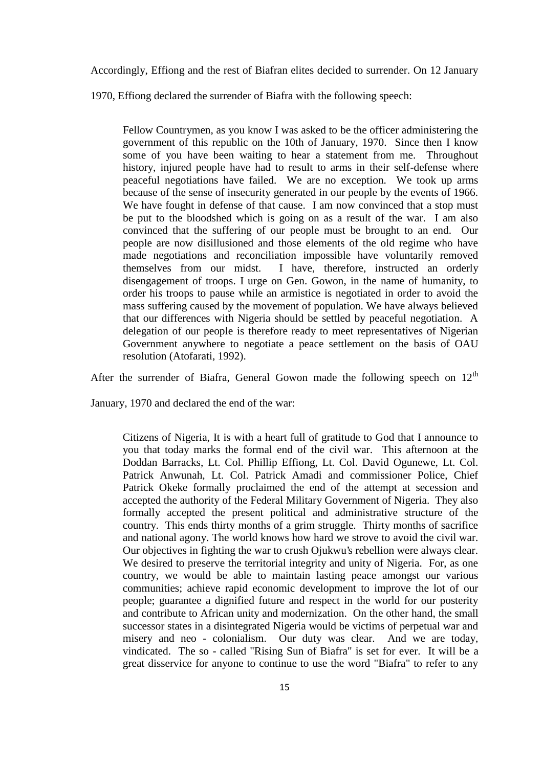Accordingly, Effiong and the rest of Biafran elites decided to surrender. On 12 January 1970, Effiong declared the surrender of Biafra with the following speech:

> Fellow Countrymen, as you know I was asked to be the officer administering the government of this republic on the 10th of January, 1970. Since then I know some of you have been waiting to hear a statement from me. Throughout history, injured people have had to result to arms in their self-defense where peaceful negotiations have failed. We are no exception. We took up arms because of the sense of insecurity generated in our people by the events of 1966. We have fought in defense of that cause. I am now convinced that a stop must be put to the bloodshed which is going on as a result of the war. I am also convinced that the suffering of our people must be brought to an end. Our people are now disillusioned and those elements of the old regime who have made negotiations and reconciliation impossible have voluntarily removed themselves from our midst. I have, therefore, instructed an orderly disengagement of troops. I urge on Gen. Gowon, in the name of humanity, to order his troops to pause while an armistice is negotiated in order to avoid the mass suffering caused by the movement of population. We have always believed that our differences with Nigeria should be settled by peaceful negotiation. A delegation of our people is therefore ready to meet representatives of Nigerian Government anywhere to negotiate a peace settlement on the basis of OAU resolution (Atofarati, 1992).

After the surrender of Biafra, General Gowon made the following speech on 12th January, 1970 and declared the end of the war:

> Citizens of Nigeria, It is with a heart full of gratitude to God that I announce to you that today marks the formal end of the civil war. This afternoon at the Doddan Barracks, Lt. Col. Phillip Effiong, Lt. Col. David Ogunewe, Lt. Col. Patrick Anwunah, Lt. Col. Patrick Amadi and commissioner Police, Chief Patrick Okeke formally proclaimed the end of the attempt at secession and accepted the authority of the Federal Military Government of Nigeria. They also formally accepted the present political and administrative structure of the country. This ends thirty months of a grim struggle. Thirty months of sacrifice and national agony. The world knows how hard we strove to avoid the civil war. Our objectives in fighting the war to crush Ojukwu's rebellion were always clear. We desired to preserve the territorial integrity and unity of Nigeria. For, as one country, we would be able to maintain lasting peace amongst our various communities; achieve rapid economic development to improve the lot of our people; guarantee a dignified future and respect in the world for our posterity and contribute to African unity and modernization. On the other hand, the small successor states in a disintegrated Nigeria would be victims of perpetual war and misery and neo - colonialism. Our duty was clear. And we are today, vindicated. The so - called "Rising Sun of Biafra" is set for ever. It will be a great disservice for anyone to continue to use the word "Biafra" to refer to any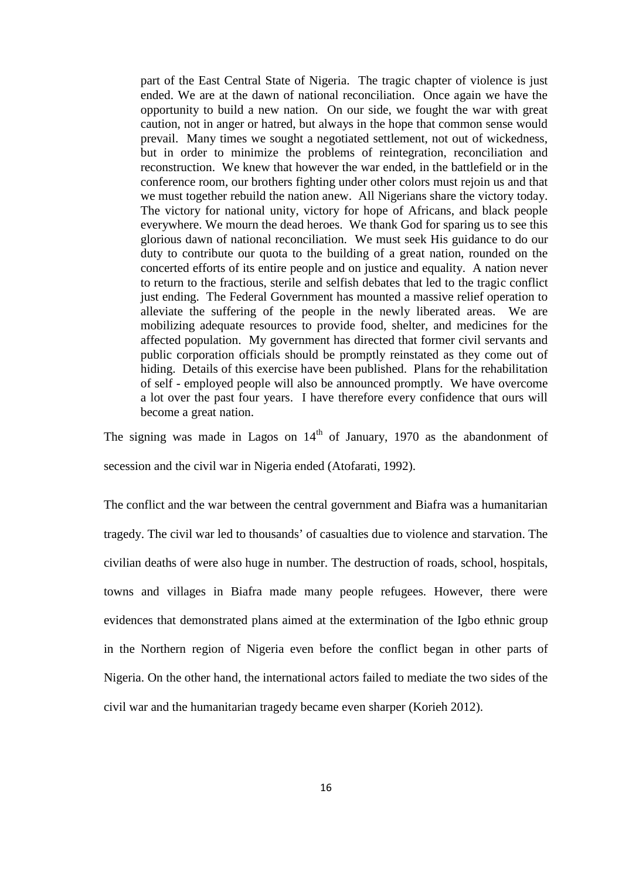> part of the East Central State of Nigeria. The tragic chapter of violence is just ended. We are at the dawn of national reconciliation. Once again we have the opportunity to build a new nation. On our side, we fought the war with great caution, not in anger or hatred, but always in the hope that common sense would prevail. Many times we sought a negotiated settlement, not out of wickedness, but in order to minimize the problems of reintegration, reconciliation and reconstruction. We knew that however the war ended, in the battlefield or in the conference room, our brothers fighting under other colors must rejoin us and that we must together rebuild the nation anew. All Nigerians share the victory today. The victory for national unity, victory for hope of Africans, and black people everywhere. We mourn the dead heroes. We thank God for sparing us to see this glorious dawn of national reconciliation. We must seek His guidance to do our duty to contribute our quota to the building of a great nation, rounded on the concerted efforts of its entire people and on justice and equality. A nation never to return to the fractious, sterile and selfish debates that led to the tragic conflict just ending. The Federal Government has mounted a massive relief operation to alleviate the suffering of the people in the newly liberated areas. We are mobilizing adequate resources to provide food, shelter, and medicines for the affected population. My government has directed that former civil servants and public corporation officials should be promptly reinstated as they come out of hiding. Details of this exercise have been published. Plans for the rehabilitation of self - employed people will also be announced promptly. We have overcome a lot over the past four years. I have therefore every confidence that ours will become a great nation.

The signing was made in Lagos on 14th of January, 1970 as the abandonment of secession and the civil war in Nigeria ended (Atofarati, 1992).

The conflict and the war between the central government and Biafra was a humanitarian tragedy. The civil war led to thousands' of casualties due to violence and starvation. The civilian deaths of were also huge in number. The destruction of roads, school, hospitals, towns and villages in Biafra made many people refugees. However, there were evidences that demonstrated plans aimed at the extermination of the Igbo ethnic group in the Northern region of Nigeria even before the conflict began in other parts of Nigeria. On the other hand, the international actors failed to mediate the two sides of the civil war and the humanitarian tragedy became even sharper (Korieh 2012).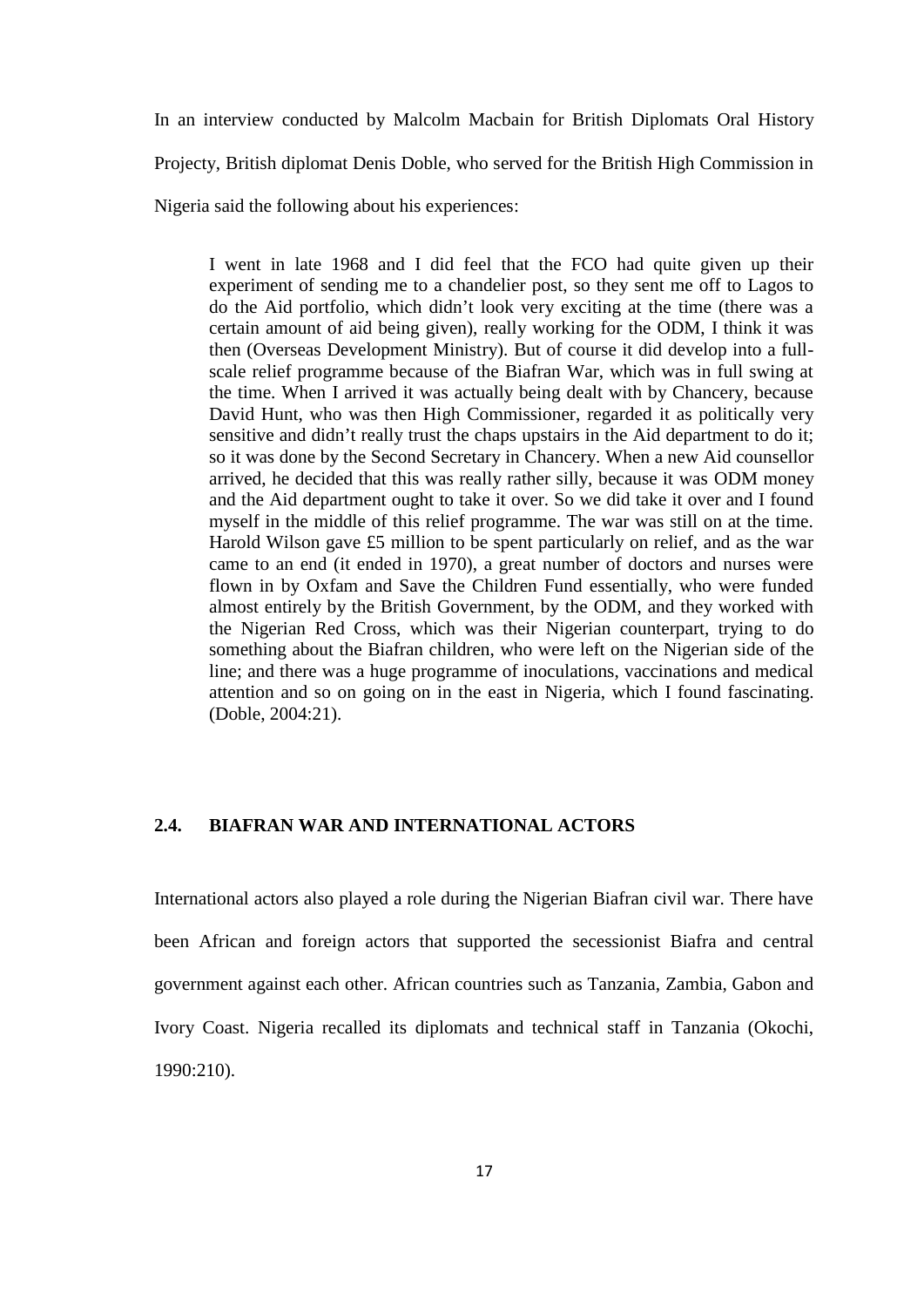In an interview conducted by Malcolm Macbain for British Diplomats Oral History Projecty, British diplomat Denis Doble, who served for the British High Commission in Nigeria said the following about his experiences:

> I went in late 1968 and I did feel that the FCO had quite given up their experiment of sending me to a chandelier post, so they sent me off to Lagos to do the Aid portfolio, which didn't look very exciting at the time (there was a certain amount of aid being given), really working for the ODM, I think it was then (Overseas Development Ministry). But of course it did develop into a full-scale relief programme because of the Biafran War, which was in full swing at the time. When I arrived it was actually being dealt with by Chancery, because David Hunt, who was then High Commissioner, regarded it as politically very sensitive and didn't really trust the chaps upstairs in the Aid department to do it; so it was done by the Second Secretary in Chancery. When a new Aid counsellor arrived, he decided that this was really rather silly, because it was ODM money and the Aid department ought to take it over. So we did take it over and I found myself in the middle of this relief programme. The war was still on at the time. Harold Wilson gave £5 million to be spent particularly on relief, and as the war came to an end (it ended in 1970), a great number of doctors and nurses were flown in by Oxfam and Save the Children Fund essentially, who were funded almost entirely by the British Government, by the ODM, and they worked with the Nigerian Red Cross, which was their Nigerian counterpart, trying to do something about the Biafran children, who were left on the Nigerian side of the line; and there was a huge programme of inoculations, vaccinations and medical attention and so on going on in the east in Nigeria, which I found fascinating. (Doble, 2004:21).

### 2.4. BIAFRAN WAR AND INTERNATIONAL ACTORS

International actors also played a role during the Nigerian Biafran civil war. There have been African and foreign actors that supported the secessionist Biafra and central government against each other. African countries such as Tanzania, Zambia, Gabon and Ivory Coast. Nigeria recalled its diplomats and technical staff in Tanzania (Okochi, 1990:210).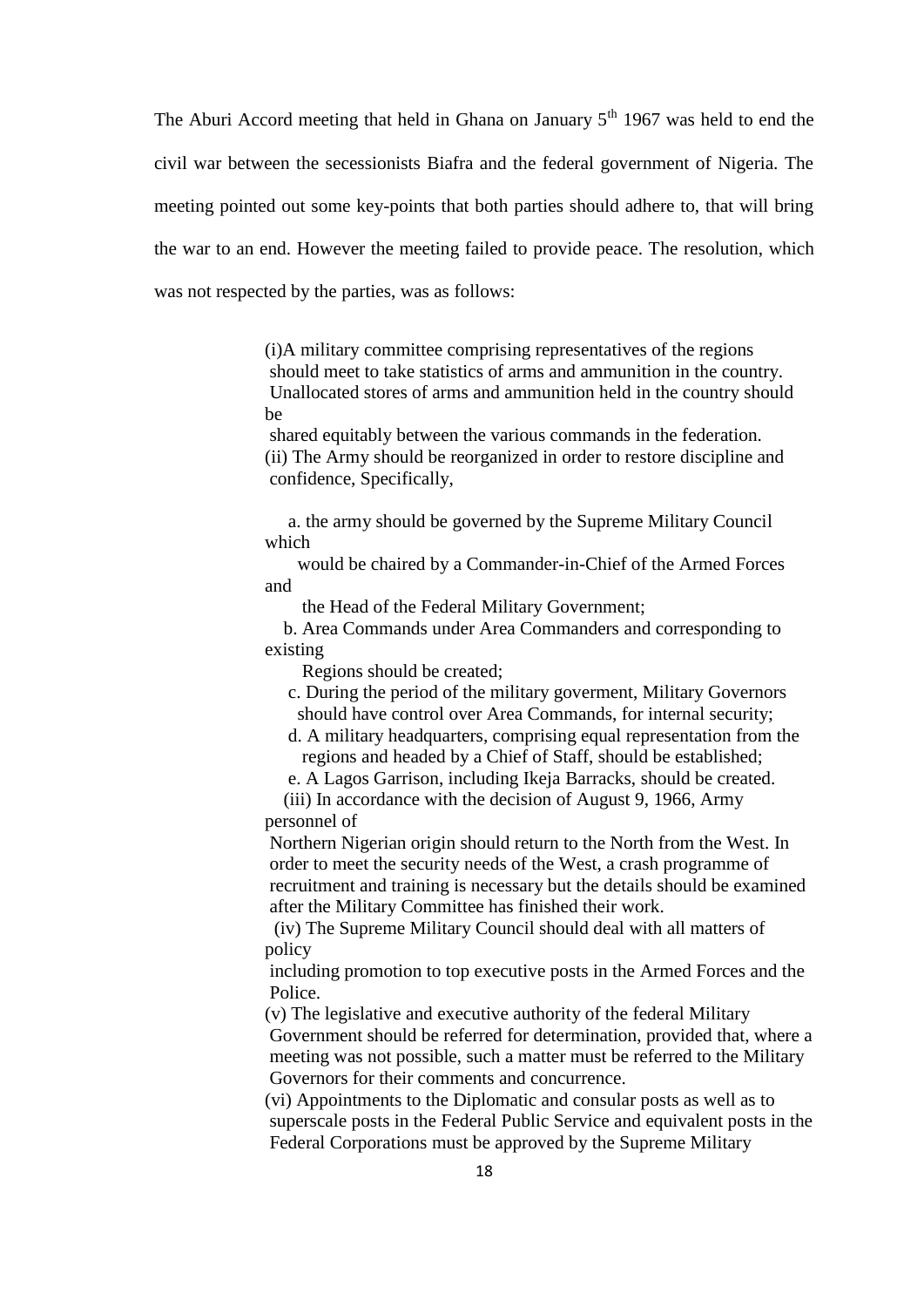The Aburi Accord meeting that held in Ghana on January 5th 1967 was held to end the civil war between the secessionists Biafra and the federal government of Nigeria. The meeting pointed out some key-points that both parties should adhere to, that will bring the war to an end. However the meeting failed to provide peace. The resolution, which was not respected by the parties, was as follows:

> (i)A military committee comprising representatives of the regions should meet to take statistics of arms and ammunition in the country. Unallocated stores of arms and ammunition held in the country should be shared equitably between the various commands in the federation.
>
> (ii) The Army should be reorganized in order to restore discipline and confidence, Specifically,
>
> a. the army should be governed by the Supreme Military Council which would be chaired by a Commander-in-Chief of the Armed Forces and the Head of the Federal Military Government;
>
> b. Area Commands under Area Commanders and corresponding to existing Regions should be created;
>
> c. During the period of the military goverment, Military Governors should have control over Area Commands, for internal security;
>
> d. A military headquarters, comprising equal representation from the regions and headed by a Chief of Staff, should be established;
>
> e. A Lagos Garrison, including Ikeja Barracks, should be created.
>
> (iii) In accordance with the decision of August 9, 1966, Army personnel of Northern Nigerian origin should return to the North from the West. In order to meet the security needs of the West, a crash programme of recruitment and training is necessary but the details should be examined after the Military Committee has finished their work.
>
> (iv) The Supreme Military Council should deal with all matters of policy including promotion to top executive posts in the Armed Forces and the Police.
>
> (v) The legislative and executive authority of the federal Military Government should be referred for determination, provided that, where a meeting was not possible, such a matter must be referred to the Military Governors for their comments and concurrence.
>
> (vi) Appointments to the Diplomatic and consular posts as well as to superscale posts in the Federal Public Service and equivalent posts in the Federal Corporations must be approved by the Supreme Military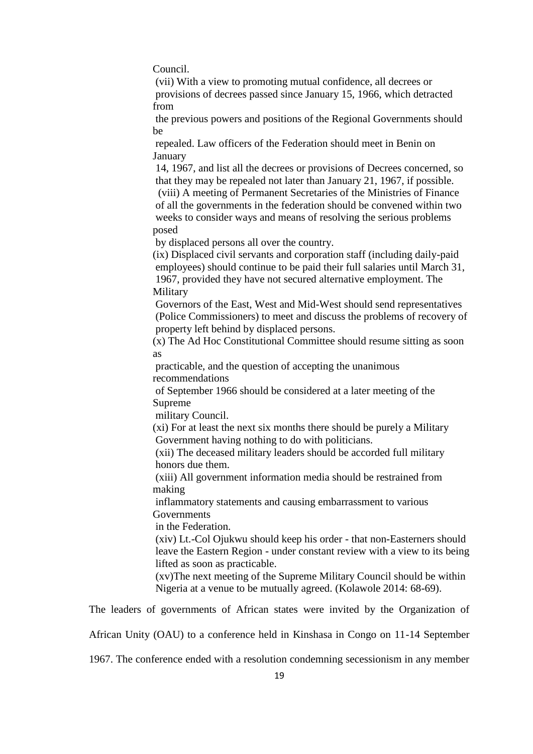Council.

(vii) With a view to promoting mutual confidence, all decrees or provisions of decrees passed since January 15, 1966, which detracted from the previous powers and positions of the Regional Governments should be repealed. Law officers of the Federation should meet in Benin on January 14, 1967, and list all the decrees or provisions of Decrees concerned, so that they may be repealed not later than January 21, 1967, if possible.

(viii) A meeting of Permanent Secretaries of the Ministries of Finance of all the governments in the federation should be convened within two weeks to consider ways and means of resolving the serious problems posed by displaced persons all over the country.

(ix) Displaced civil servants and corporation staff (including daily-paid employees) should continue to be paid their full salaries until March 31, 1967, provided they have not secured alternative employment. The Military Governors of the East, West and Mid-West should send representatives (Police Commissioners) to meet and discuss the problems of recovery of property left behind by displaced persons.

(x) The Ad Hoc Constitutional Committee should resume sitting as soon as practicable, and the question of accepting the unanimous recommendations of September 1966 should be considered at a later meeting of the Supreme military Council.

(xi) For at least the next six months there should be purely a Military Government having nothing to do with politicians.

(xii) The deceased military leaders should be accorded full military honors due them.

(xiii) All government information media should be restrained from making inflammatory statements and causing embarrassment to various Governments in the Federation.

(xiv) Lt.-Col Ojukwu should keep his order - that non-Easterners should leave the Eastern Region - under constant review with a view to its being lifted as soon as practicable.

(xv)The next meeting of the Supreme Military Council should be within Nigeria at a venue to be mutually agreed. (Kolawole 2014: 68-69).

The leaders of governments of African states were invited by the Organization of African Unity (OAU) to a conference held in Kinshasa in Congo on 11-14 September 1967. The conference ended with a resolution condemning secessionism in any member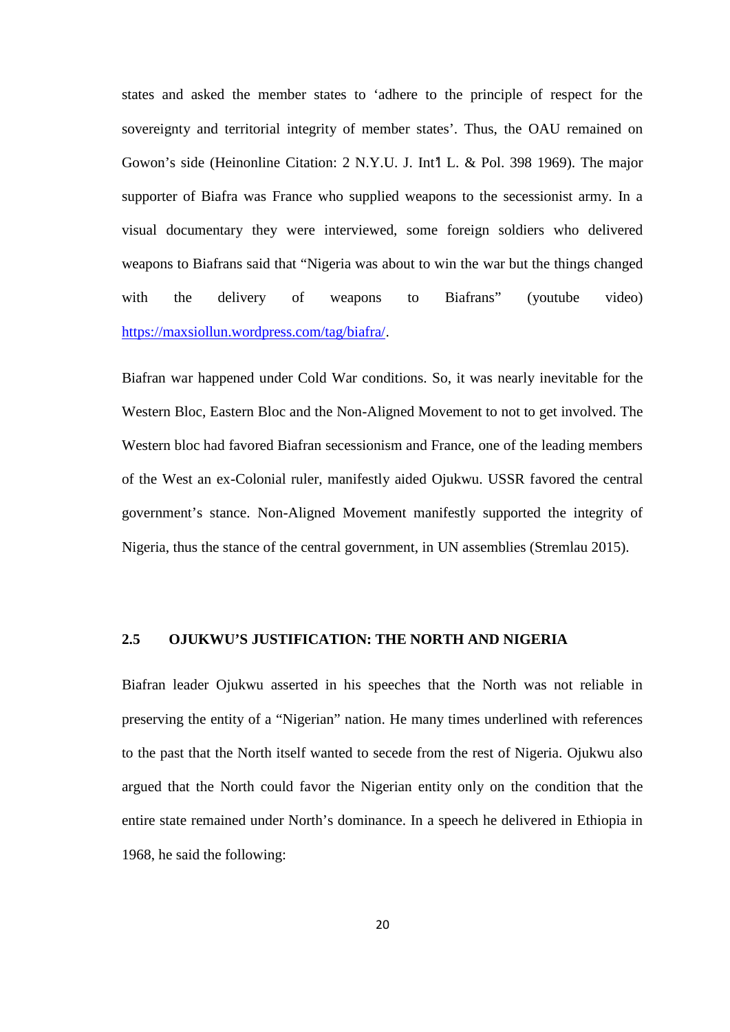states and asked the member states to 'adhere to the principle of respect for the sovereignty and territorial integrity of member states'. Thus, the OAU remained on Gowon's side (Heinonline Citation: 2 N.Y.U. J. Int'l L. & Pol. 398 1969). The major supporter of Biafra was France who supplied weapons to the secessionist army. In a visual documentary they were interviewed, some foreign soldiers who delivered weapons to Biafrans said that "Nigeria was about to win the war but the things changed with the delivery of weapons to Biafrans" (youtube video) https://maxsiollun.wordpress.com/tag/biafra/.

Biafran war happened under Cold War conditions. So, it was nearly inevitable for the Western Bloc, Eastern Bloc and the Non-Aligned Movement to not to get involved. The Western bloc had favored Biafran secessionism and France, one of the leading members of the West an ex-Colonial ruler, manifestly aided Ojukwu. USSR favored the central government's stance. Non-Aligned Movement manifestly supported the integrity of Nigeria, thus the stance of the central government, in UN assemblies (Stremlau 2015).

## 2.5 OJUKWU'S JUSTIFICATION: THE NORTH AND NIGERIA

Biafran leader Ojukwu asserted in his speeches that the North was not reliable in preserving the entity of a "Nigerian" nation. He many times underlined with references to the past that the North itself wanted to secede from the rest of Nigeria. Ojukwu also argued that the North could favor the Nigerian entity only on the condition that the entire state remained under North's dominance. In a speech he delivered in Ethiopia in 1968, he said the following: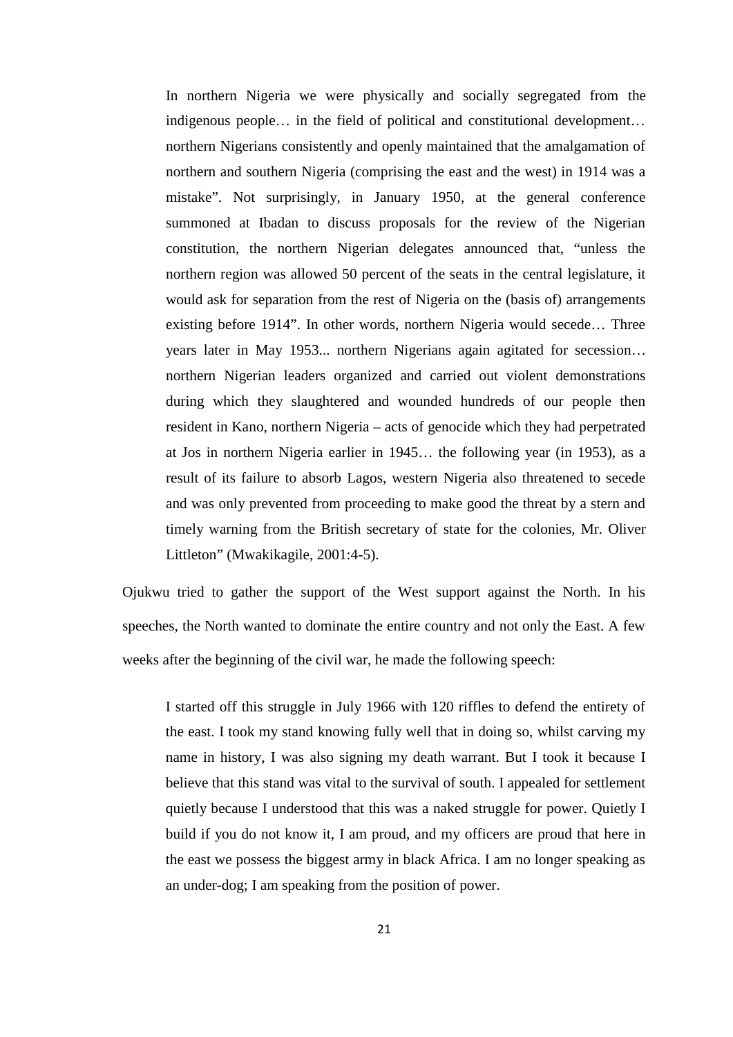> In northern Nigeria we were physically and socially segregated from the indigenous people… in the field of political and constitutional development… northern Nigerians consistently and openly maintained that the amalgamation of northern and southern Nigeria (comprising the east and the west) in 1914 was a mistake". Not surprisingly, in January 1950, at the general conference summoned at Ibadan to discuss proposals for the review of the Nigerian constitution, the northern Nigerian delegates announced that, "unless the northern region was allowed 50 percent of the seats in the central legislature, it would ask for separation from the rest of Nigeria on the (basis of) arrangements existing before 1914". In other words, northern Nigeria would secede… Three years later in May 1953... northern Nigerians again agitated for secession… northern Nigerian leaders organized and carried out violent demonstrations during which they slaughtered and wounded hundreds of our people then resident in Kano, northern Nigeria – acts of genocide which they had perpetrated at Jos in northern Nigeria earlier in 1945… the following year (in 1953), as a result of its failure to absorb Lagos, western Nigeria also threatened to secede and was only prevented from proceeding to make good the threat by a stern and timely warning from the British secretary of state for the colonies, Mr. Oliver Littleton" (Mwakikagile, 2001:4-5).

Ojukwu tried to gather the support of the West support against the North. In his speeches, the North wanted to dominate the entire country and not only the East. A few weeks after the beginning of the civil war, he made the following speech:

> I started off this struggle in July 1966 with 120 riffles to defend the entirety of the east. I took my stand knowing fully well that in doing so, whilst carving my name in history, I was also signing my death warrant. But I took it because I believe that this stand was vital to the survival of south. I appealed for settlement quietly because I understood that this was a naked struggle for power. Quietly I build if you do not know it, I am proud, and my officers are proud that here in the east we possess the biggest army in black Africa. I am no longer speaking as an under-dog; I am speaking from the position of power.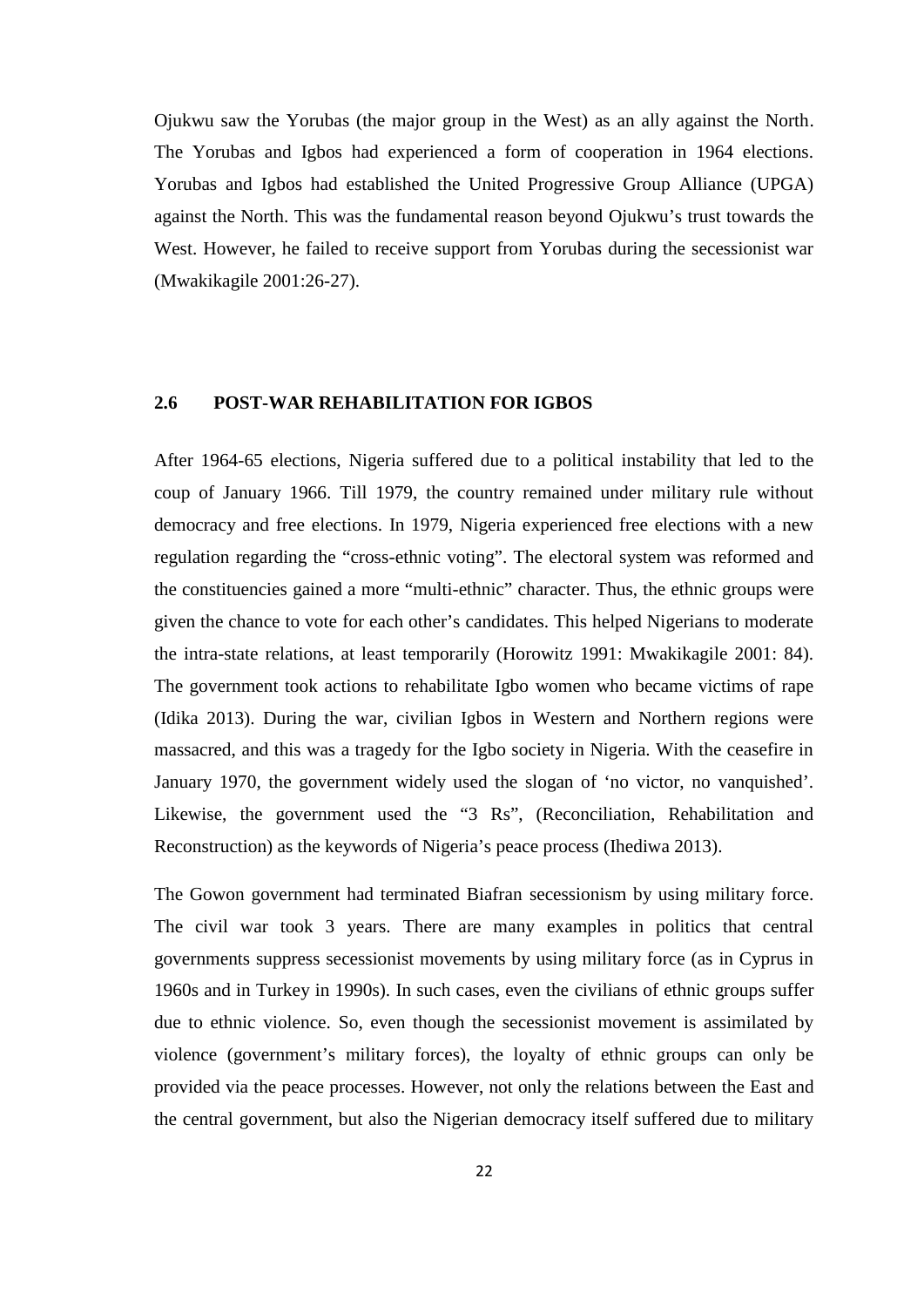Ojukwu saw the Yorubas (the major group in the West) as an ally against the North. The Yorubas and Igbos had experienced a form of cooperation in 1964 elections. Yorubas and Igbos had established the United Progressive Group Alliance (UPGA) against the North. This was the fundamental reason beyond Ojukwu's trust towards the West. However, he failed to receive support from Yorubas during the secessionist war (Mwakikagile 2001:26-27).

## 2.6 POST-WAR REHABILITATION FOR IGBOS

After 1964-65 elections, Nigeria suffered due to a political instability that led to the coup of January 1966. Till 1979, the country remained under military rule without democracy and free elections. In 1979, Nigeria experienced free elections with a new regulation regarding the "cross-ethnic voting". The electoral system was reformed and the constituencies gained a more "multi-ethnic" character. Thus, the ethnic groups were given the chance to vote for each other's candidates. This helped Nigerians to moderate the intra-state relations, at least temporarily (Horowitz 1991: Mwakikagile 2001: 84). The government took actions to rehabilitate Igbo women who became victims of rape (Idika 2013). During the war, civilian Igbos in Western and Northern regions were massacred, and this was a tragedy for the Igbo society in Nigeria. With the ceasefire in January 1970, the government widely used the slogan of 'no victor, no vanquished'. Likewise, the government used the "3 Rs", (Reconciliation, Rehabilitation and Reconstruction) as the keywords of Nigeria's peace process (Ihediwa 2013).

The Gowon government had terminated Biafran secessionism by using military force. The civil war took 3 years. There are many examples in politics that central governments suppress secessionist movements by using military force (as in Cyprus in 1960s and in Turkey in 1990s). In such cases, even the civilians of ethnic groups suffer due to ethnic violence. So, even though the secessionist movement is assimilated by violence (government's military forces), the loyalty of ethnic groups can only be provided via the peace processes. However, not only the relations between the East and the central government, but also the Nigerian democracy itself suffered due to military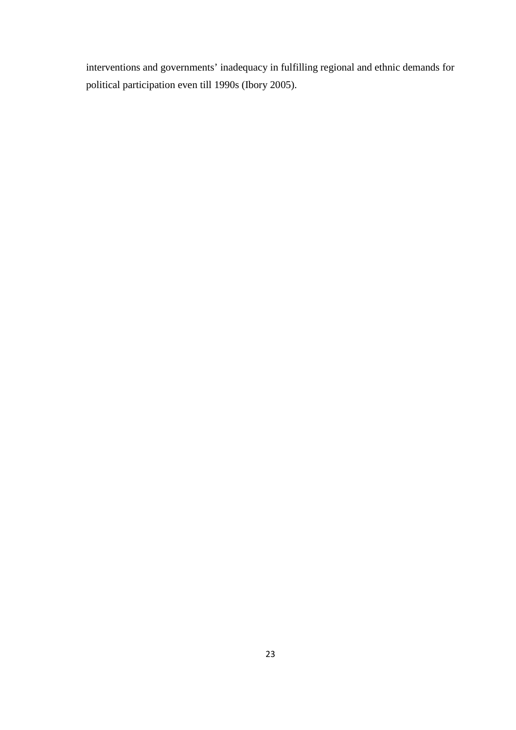interventions and governments' inadequacy in fulfilling regional and ethnic demands for political participation even till 1990s (Ibory 2005).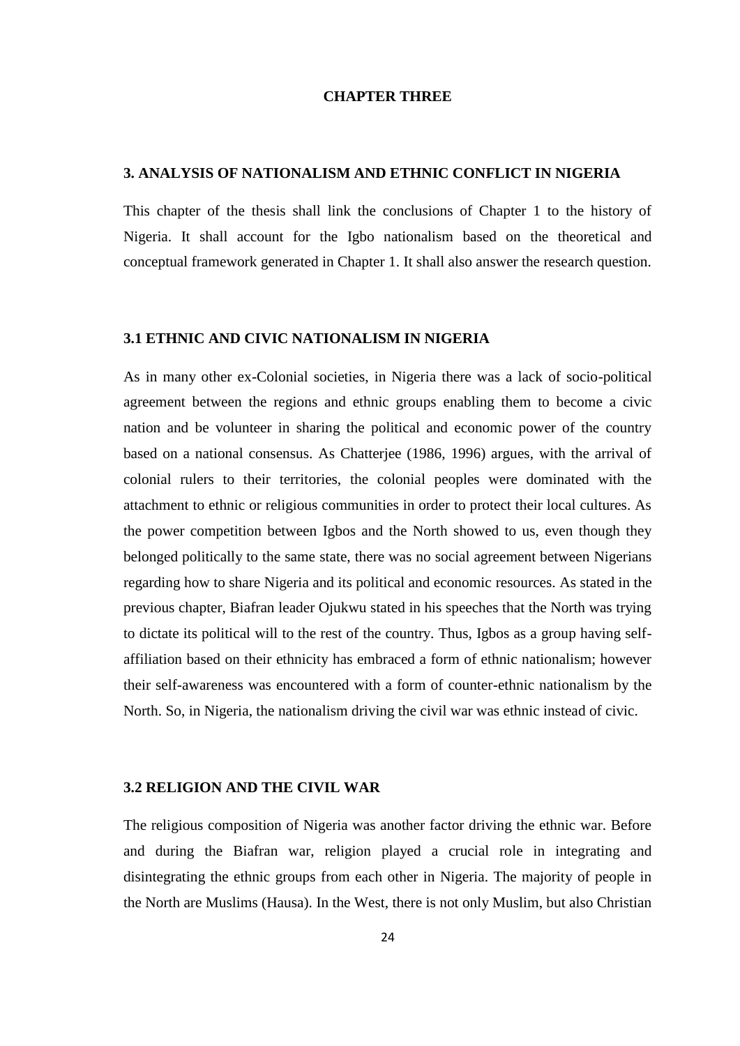# CHAPTER THREE

## 3. ANALYSIS OF NATIONALISM AND ETHNIC CONFLICT IN NIGERIA

This chapter of the thesis shall link the conclusions of Chapter 1 to the history of Nigeria. It shall account for the Igbo nationalism based on the theoretical and conceptual framework generated in Chapter 1. It shall also answer the research question.

### 3.1 ETHNIC AND CIVIC NATIONALISM IN NIGERIA

As in many other ex-Colonial societies, in Nigeria there was a lack of socio-political agreement between the regions and ethnic groups enabling them to become a civic nation and be volunteer in sharing the political and economic power of the country based on a national consensus. As Chatterjee (1986, 1996) argues, with the arrival of colonial rulers to their territories, the colonial peoples were dominated with the attachment to ethnic or religious communities in order to protect their local cultures. As the power competition between Igbos and the North showed to us, even though they belonged politically to the same state, there was no social agreement between Nigerians regarding how to share Nigeria and its political and economic resources. As stated in the previous chapter, Biafran leader Ojukwu stated in his speeches that the North was trying to dictate its political will to the rest of the country. Thus, Igbos as a group having self-affiliation based on their ethnicity has embraced a form of ethnic nationalism; however their self-awareness was encountered with a form of counter-ethnic nationalism by the North. So, in Nigeria, the nationalism driving the civil war was ethnic instead of civic.

### 3.2 RELIGION AND THE CIVIL WAR

The religious composition of Nigeria was another factor driving the ethnic war. Before and during the Biafran war, religion played a crucial role in integrating and disintegrating the ethnic groups from each other in Nigeria. The majority of people in the North are Muslims (Hausa). In the West, there is not only Muslim, but also Christian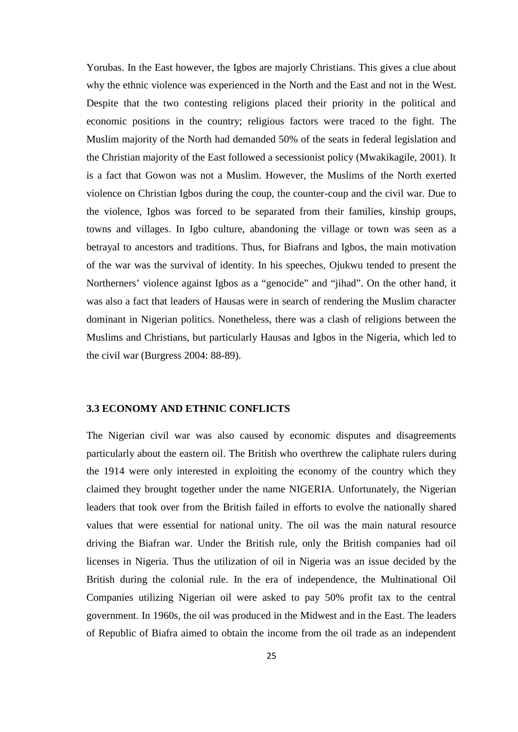Yorubas. In the East however, the Igbos are majorly Christians. This gives a clue about why the ethnic violence was experienced in the North and the East and not in the West. Despite that the two contesting religions placed their priority in the political and economic positions in the country; religious factors were traced to the fight. The Muslim majority of the North had demanded 50% of the seats in federal legislation and the Christian majority of the East followed a secessionist policy (Mwakikagile, 2001). It is a fact that Gowon was not a Muslim. However, the Muslims of the North exerted violence on Christian Igbos during the coup, the counter-coup and the civil war. Due to the violence, Igbos was forced to be separated from their families, kinship groups, towns and villages. In Igbo culture, abandoning the village or town was seen as a betrayal to ancestors and traditions. Thus, for Biafrans and Igbos, the main motivation of the war was the survival of identity. In his speeches, Ojukwu tended to present the Northerners' violence against Igbos as a "genocide" and "jihad". On the other hand, it was also a fact that leaders of Hausas were in search of rendering the Muslim character dominant in Nigerian politics. Nonetheless, there was a clash of religions between the Muslims and Christians, but particularly Hausas and Igbos in the Nigeria, which led to the civil war (Burgress 2004: 88-89).

### 3.3 ECONOMY AND ETHNIC CONFLICTS

The Nigerian civil war was also caused by economic disputes and disagreements particularly about the eastern oil. The British who overthrew the caliphate rulers during the 1914 were only interested in exploiting the economy of the country which they claimed they brought together under the name NIGERIA. Unfortunately, the Nigerian leaders that took over from the British failed in efforts to evolve the nationally shared values that were essential for national unity. The oil was the main natural resource driving the Biafran war. Under the British rule, only the British companies had oil licenses in Nigeria. Thus the utilization of oil in Nigeria was an issue decided by the British during the colonial rule. In the era of independence, the Multinational Oil Companies utilizing Nigerian oil were asked to pay 50% profit tax to the central government. In 1960s, the oil was produced in the Midwest and in the East. The leaders of Republic of Biafra aimed to obtain the income from the oil trade as an independent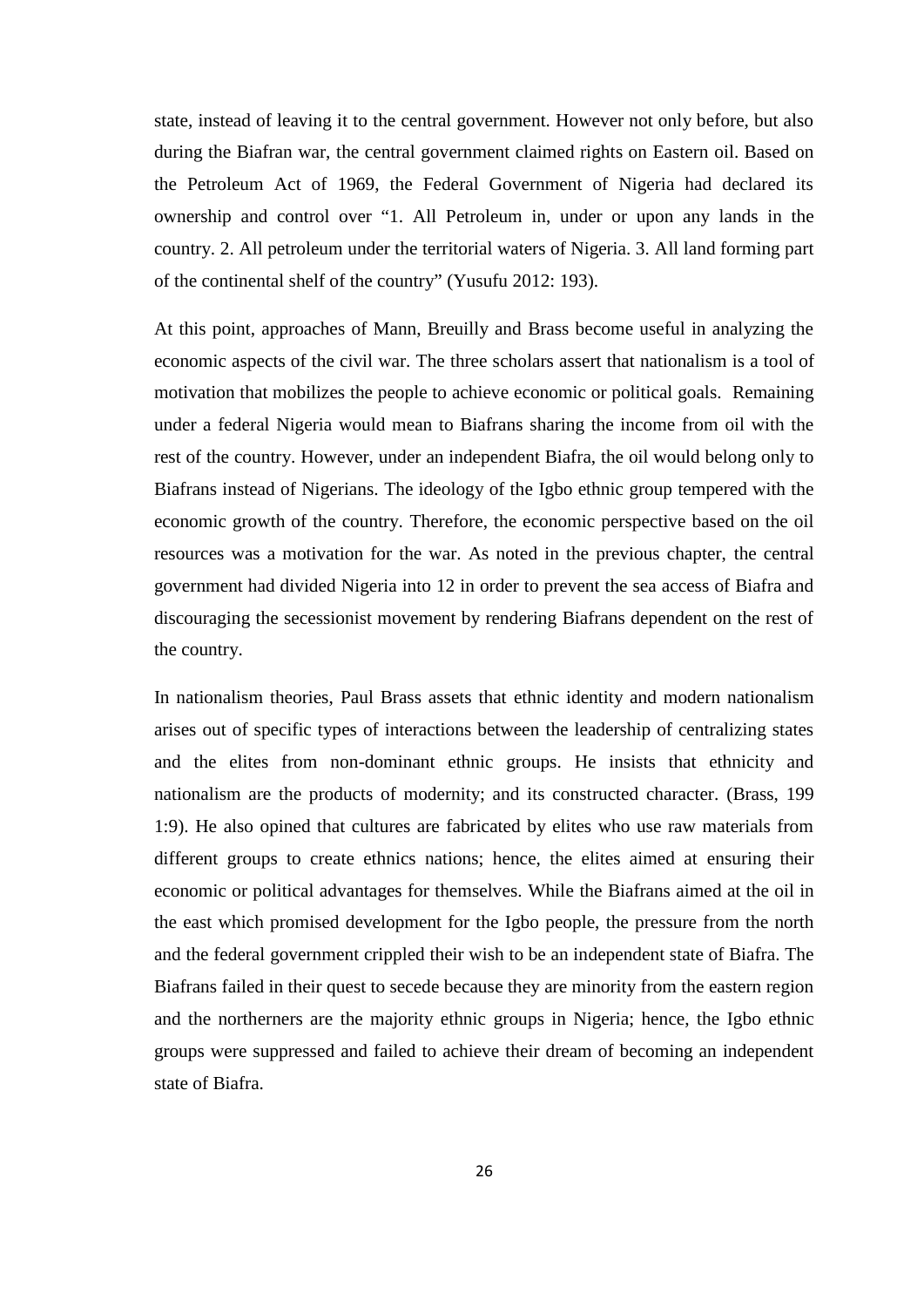state, instead of leaving it to the central government. However not only before, but also during the Biafran war, the central government claimed rights on Eastern oil. Based on the Petroleum Act of 1969, the Federal Government of Nigeria had declared its ownership and control over "1. All Petroleum in, under or upon any lands in the country. 2. All petroleum under the territorial waters of Nigeria. 3. All land forming part of the continental shelf of the country" (Yusufu 2012: 193).

At this point, approaches of Mann, Breuilly and Brass become useful in analyzing the economic aspects of the civil war. The three scholars assert that nationalism is a tool of motivation that mobilizes the people to achieve economic or political goals. Remaining under a federal Nigeria would mean to Biafrans sharing the income from oil with the rest of the country. However, under an independent Biafra, the oil would belong only to Biafrans instead of Nigerians. The ideology of the Igbo ethnic group tempered with the economic growth of the country. Therefore, the economic perspective based on the oil resources was a motivation for the war. As noted in the previous chapter, the central government had divided Nigeria into 12 in order to prevent the sea access of Biafra and discouraging the secessionist movement by rendering Biafrans dependent on the rest of the country.

In nationalism theories, Paul Brass assets that ethnic identity and modern nationalism arises out of specific types of interactions between the leadership of centralizing states and the elites from non-dominant ethnic groups. He insists that ethnicity and nationalism are the products of modernity; and its constructed character. (Brass, 199 1:9). He also opined that cultures are fabricated by elites who use raw materials from different groups to create ethnics nations; hence, the elites aimed at ensuring their economic or political advantages for themselves. While the Biafrans aimed at the oil in the east which promised development for the Igbo people, the pressure from the north and the federal government crippled their wish to be an independent state of Biafra. The Biafrans failed in their quest to secede because they are minority from the eastern region and the northerners are the majority ethnic groups in Nigeria; hence, the Igbo ethnic groups were suppressed and failed to achieve their dream of becoming an independent state of Biafra.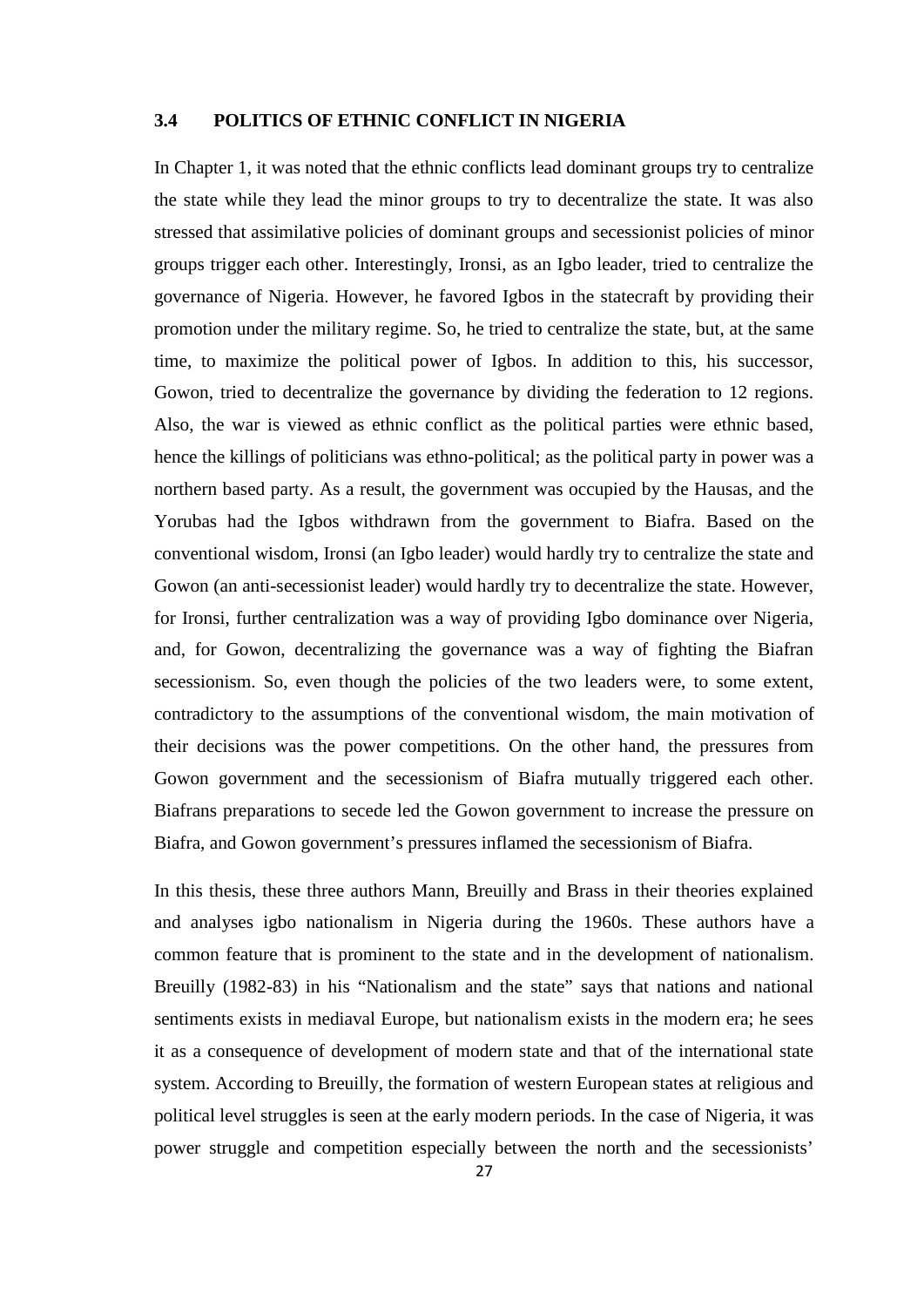## 3.4 POLITICS OF ETHNIC CONFLICT IN NIGERIA

In Chapter 1, it was noted that the ethnic conflicts lead dominant groups try to centralize the state while they lead the minor groups to try to decentralize the state. It was also stressed that assimilative policies of dominant groups and secessionist policies of minor groups trigger each other. Interestingly, Ironsi, as an Igbo leader, tried to centralize the governance of Nigeria. However, he favored Igbos in the statecraft by providing their promotion under the military regime. So, he tried to centralize the state, but, at the same time, to maximize the political power of Igbos. In addition to this, his successor, Gowon, tried to decentralize the governance by dividing the federation to 12 regions. Also, the war is viewed as ethnic conflict as the political parties were ethnic based, hence the killings of politicians was ethno-political; as the political party in power was a northern based party. As a result, the government was occupied by the Hausas, and the Yorubas had the Igbos withdrawn from the government to Biafra. Based on the conventional wisdom, Ironsi (an Igbo leader) would hardly try to centralize the state and Gowon (an anti-secessionist leader) would hardly try to decentralize the state. However, for Ironsi, further centralization was a way of providing Igbo dominance over Nigeria, and, for Gowon, decentralizing the governance was a way of fighting the Biafran secessionism. So, even though the policies of the two leaders were, to some extent, contradictory to the assumptions of the conventional wisdom, the main motivation of their decisions was the power competitions. On the other hand, the pressures from Gowon government and the secessionism of Biafra mutually triggered each other. Biafrans preparations to secede led the Gowon government to increase the pressure on Biafra, and Gowon government's pressures inflamed the secessionism of Biafra.

In this thesis, these three authors Mann, Breuilly and Brass in their theories explained and analyses igbo nationalism in Nigeria during the 1960s. These authors have a common feature that is prominent to the state and in the development of nationalism. Breuilly (1982-83) in his "Nationalism and the state" says that nations and national sentiments exists in mediaval Europe, but nationalism exists in the modern era; he sees it as a consequence of development of modern state and that of the international state system. According to Breuilly, the formation of western European states at religious and political level struggles is seen at the early modern periods. In the case of Nigeria, it was power struggle and competition especially between the north and the secessionists'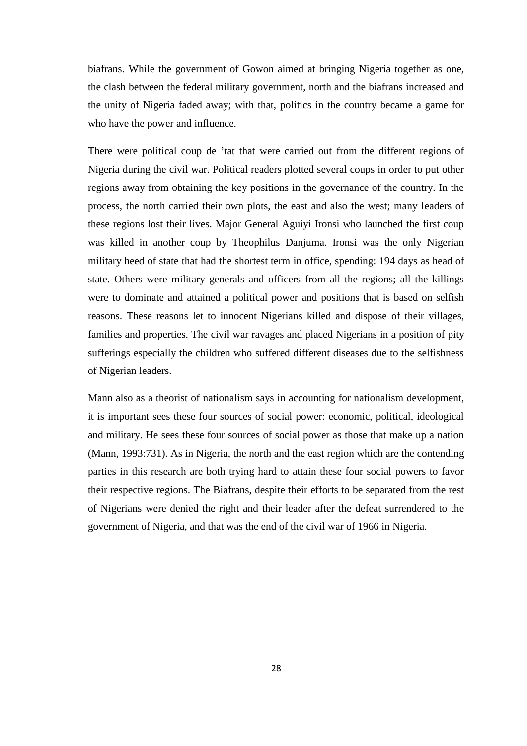biafrans. While the government of Gowon aimed at bringing Nigeria together as one, the clash between the federal military government, north and the biafrans increased and the unity of Nigeria faded away; with that, politics in the country became a game for who have the power and influence.

There were political coup de 'tat that were carried out from the different regions of Nigeria during the civil war. Political readers plotted several coups in order to put other regions away from obtaining the key positions in the governance of the country. In the process, the north carried their own plots, the east and also the west; many leaders of these regions lost their lives. Major General Aguiyi Ironsi who launched the first coup was killed in another coup by Theophilus Danjuma. Ironsi was the only Nigerian military heed of state that had the shortest term in office, spending: 194 days as head of state. Others were military generals and officers from all the regions; all the killings were to dominate and attained a political power and positions that is based on selfish reasons. These reasons let to innocent Nigerians killed and dispose of their villages, families and properties. The civil war ravages and placed Nigerians in a position of pity sufferings especially the children who suffered different diseases due to the selfishness of Nigerian leaders.

Mann also as a theorist of nationalism says in accounting for nationalism development, it is important sees these four sources of social power: economic, political, ideological and military. He sees these four sources of social power as those that make up a nation (Mann, 1993:731). As in Nigeria, the north and the east region which are the contending parties in this research are both trying hard to attain these four social powers to favor their respective regions. The Biafrans, despite their efforts to be separated from the rest of Nigerians were denied the right and their leader after the defeat surrendered to the government of Nigeria, and that was the end of the civil war of 1966 in Nigeria.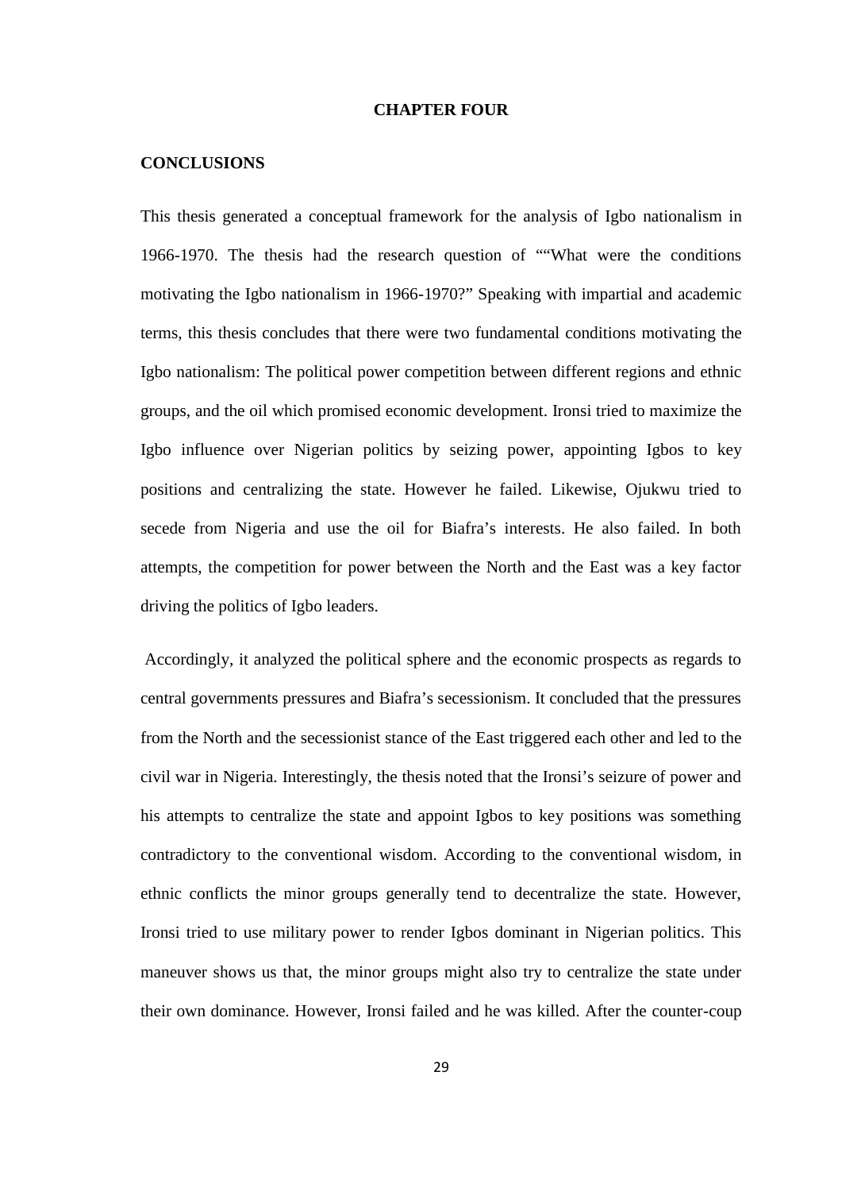# CHAPTER FOUR

## CONCLUSIONS

This thesis generated a conceptual framework for the analysis of Igbo nationalism in 1966-1970. The thesis had the research question of ""What were the conditions motivating the Igbo nationalism in 1966-1970?" Speaking with impartial and academic terms, this thesis concludes that there were two fundamental conditions motivating the Igbo nationalism: The political power competition between different regions and ethnic groups, and the oil which promised economic development. Ironsi tried to maximize the Igbo influence over Nigerian politics by seizing power, appointing Igbos to key positions and centralizing the state. However he failed. Likewise, Ojukwu tried to secede from Nigeria and use the oil for Biafra's interests. He also failed. In both attempts, the competition for power between the North and the East was a key factor driving the politics of Igbo leaders.

Accordingly, it analyzed the political sphere and the economic prospects as regards to central governments pressures and Biafra's secessionism. It concluded that the pressures from the North and the secessionist stance of the East triggered each other and led to the civil war in Nigeria. Interestingly, the thesis noted that the Ironsi's seizure of power and his attempts to centralize the state and appoint Igbos to key positions was something contradictory to the conventional wisdom. According to the conventional wisdom, in ethnic conflicts the minor groups generally tend to decentralize the state. However, Ironsi tried to use military power to render Igbos dominant in Nigerian politics. This maneuver shows us that, the minor groups might also try to centralize the state under their own dominance. However, Ironsi failed and he was killed. After the counter-coup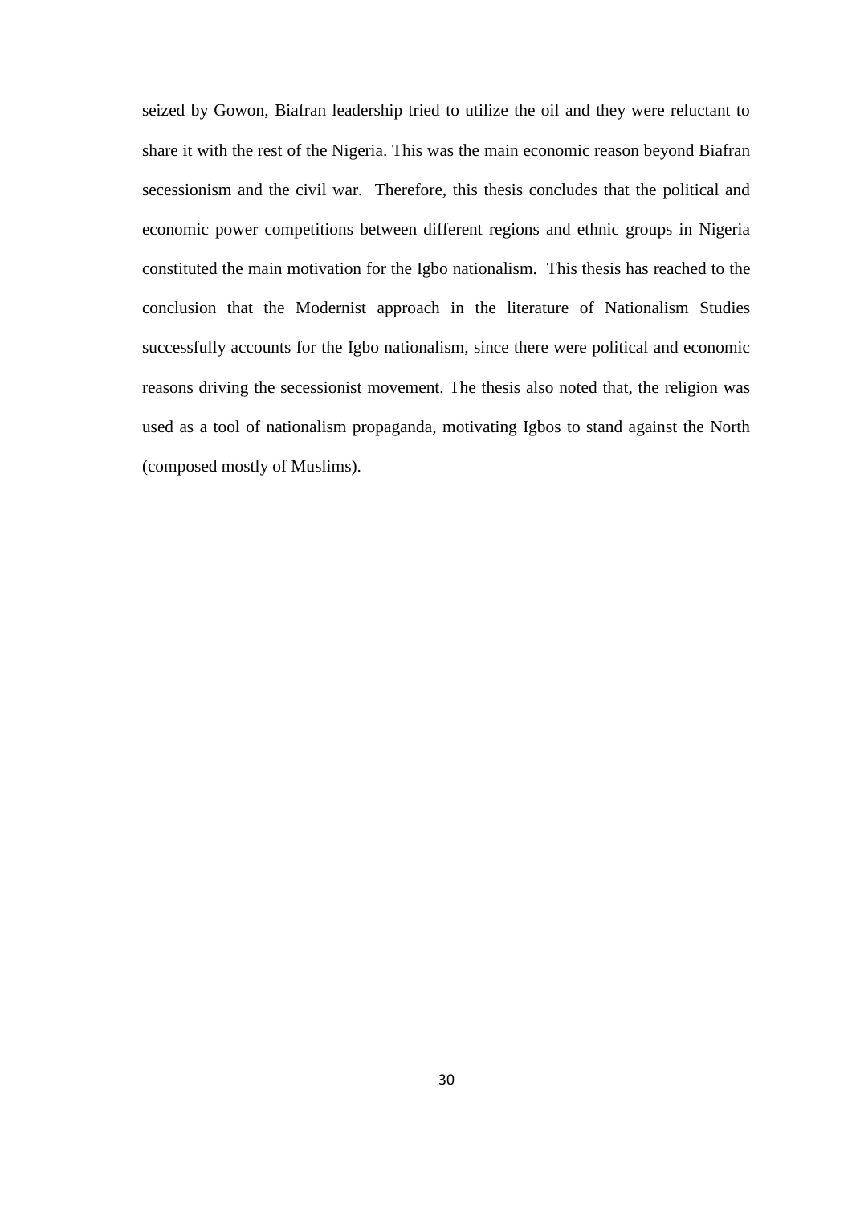seized by Gowon, Biafran leadership tried to utilize the oil and they were reluctant to share it with the rest of the Nigeria. This was the main economic reason beyond Biafran secessionism and the civil war. Therefore, this thesis concludes that the political and economic power competitions between different regions and ethnic groups in Nigeria constituted the main motivation for the Igbo nationalism. This thesis has reached to the conclusion that the Modernist approach in the literature of Nationalism Studies successfully accounts for the Igbo nationalism, since there were political and economic reasons driving the secessionist movement. The thesis also noted that, the religion was used as a tool of nationalism propaganda, motivating Igbos to stand against the North (composed mostly of Muslims).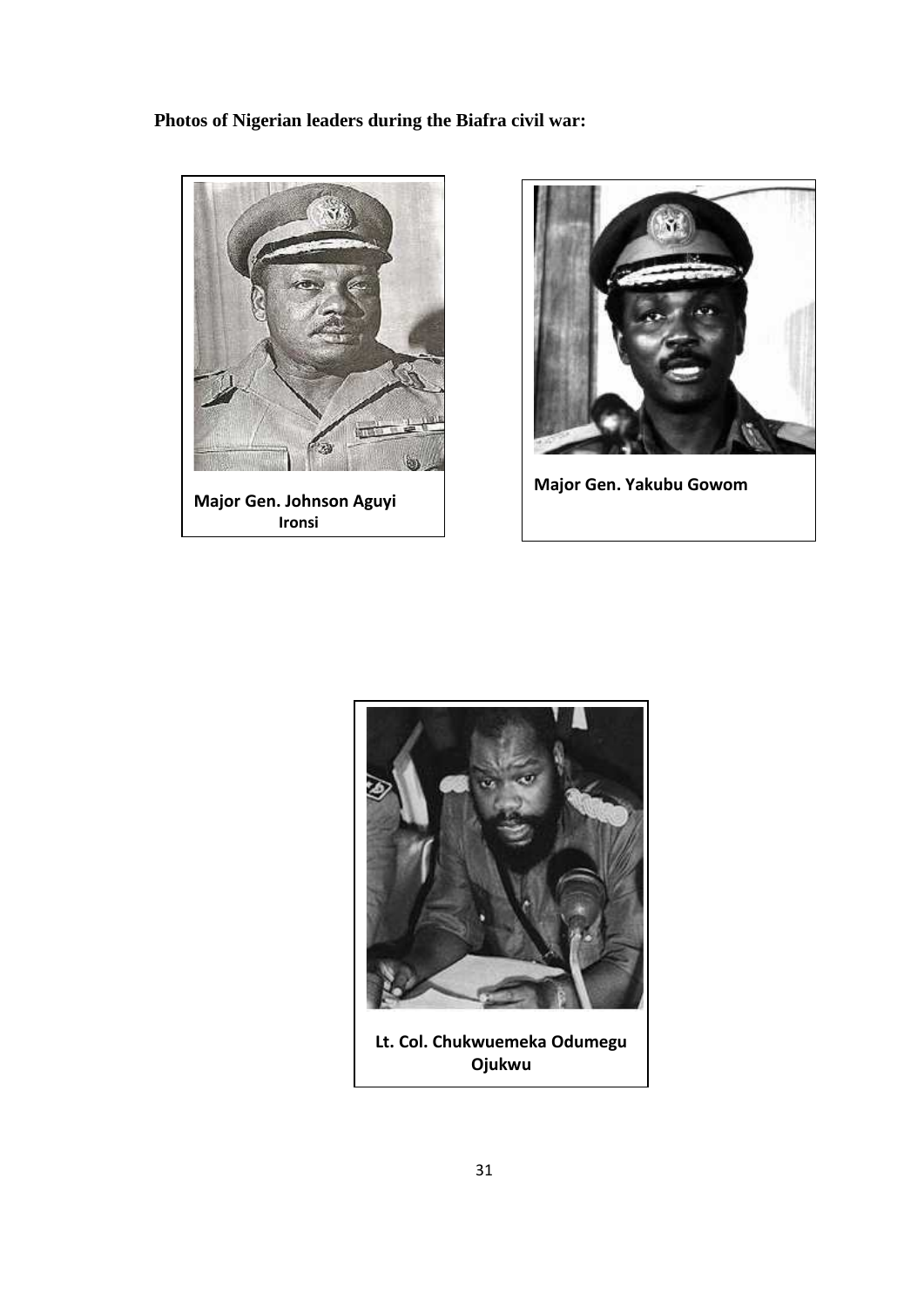**Photos of Nigerian leaders during the Biafra civil war:**

Major Gen. Johnson Aguyi Ironsi

Major Gen. Yakubu Gowom

Lt. Col. Chukwuemeka Odumegu Ojukwu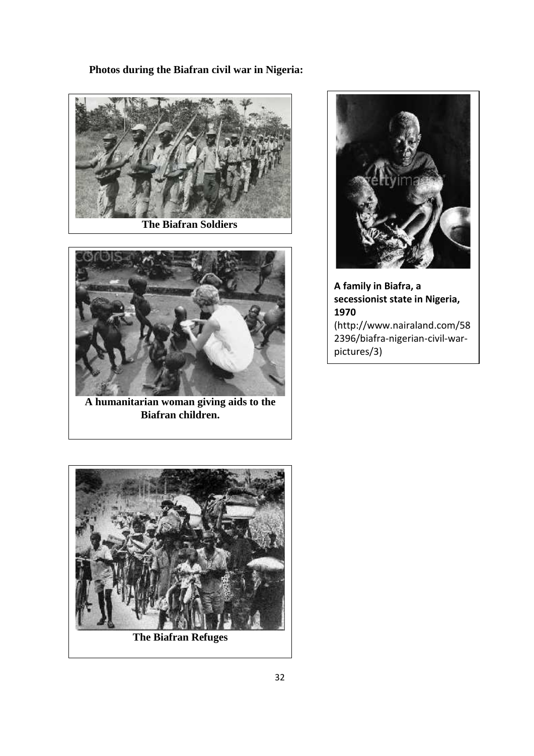**Photos during the Biafran civil war in Nigeria:**

**The Biafran Soldiers**

**A humanitarian woman giving aids to the Biafran children.**

**The Biafran Refuges**

**A family in Biafra, a secessionist state in Nigeria, 1970**

(http://www.nairaland.com/582396/biafra-nigerian-civil-war-pictures/3)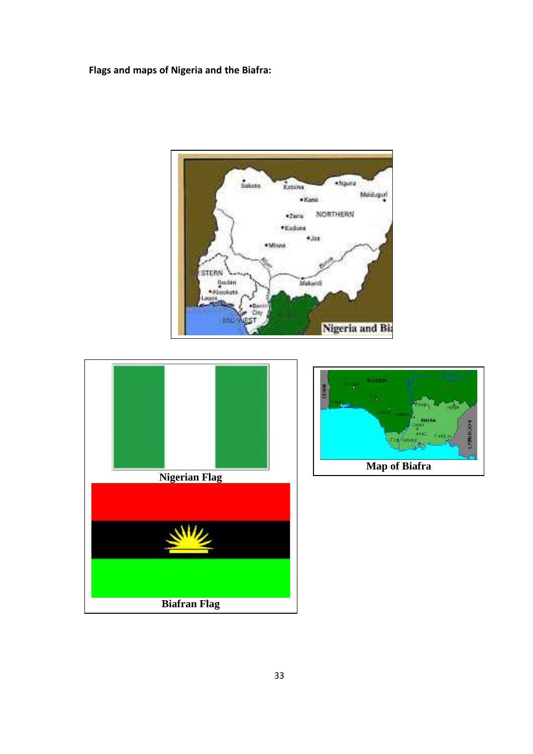**Flags and maps of Nigeria and the Biafra:**

Nigerian Flag

Biafran Flag

Map of Biafra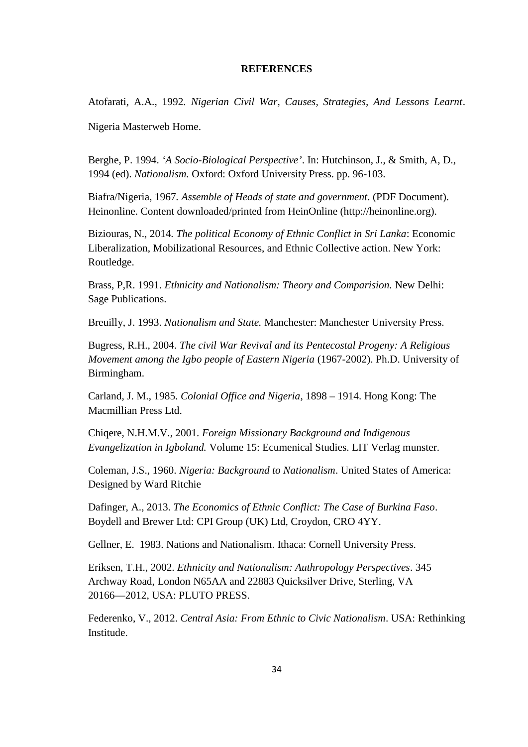**REFERENCES**

Atofarati, A.A., 1992. *Nigerian Civil War, Causes, Strategies, And Lessons Learnt*. Nigeria Masterweb Home.

Berghe, P. 1994. *'A Socio-Biological Perspective'*. In: Hutchinson, J., & Smith, A, D., 1994 (ed). *Nationalism.* Oxford: Oxford University Press. pp. 96-103.

Biafra/Nigeria, 1967. *Assemble of Heads of state and government*. (PDF Document). Heinonline. Content downloaded/printed from HeinOnline (http://heinonline.org).

Biziouras, N., 2014. *The political Economy of Ethnic Conflict in Sri Lanka*: Economic Liberalization, Mobilizational Resources, and Ethnic Collective action. New York: Routledge.

Brass, P,R. 1991. *Ethnicity and Nationalism: Theory and Comparision.* New Delhi: Sage Publications.

Breuilly, J. 1993. *Nationalism and State.* Manchester: Manchester University Press.

Bugress, R.H., 2004. *The civil War Revival and its Pentecostal Progeny: A Religious Movement among the Igbo people of Eastern Nigeria* (1967-2002). Ph.D. University of Birmingham.

Carland, J. M., 1985. *Colonial Office and Nigeria*, 1898 – 1914. Hong Kong: The Macmillian Press Ltd.

Chiqere, N.H.M.V., 2001. *Foreign Missionary Background and Indigenous Evangelization in Igboland.* Volume 15: Ecumenical Studies. LIT Verlag munster.

Coleman, J.S., 1960. *Nigeria: Background to Nationalism*. United States of America: Designed by Ward Ritchie

Dafinger, A., 2013. *The Economics of Ethnic Conflict: The Case of Burkina Faso*. Boydell and Brewer Ltd: CPI Group (UK) Ltd, Croydon, CRO 4YY.

Gellner, E. 1983. Nations and Nationalism. Ithaca: Cornell University Press.

Eriksen, T.H., 2002. *Ethnicity and Nationalism: Authropology Perspectives*. 345 Archway Road, London N65AA and 22883 Quicksilver Drive, Sterling, VA 20166—2012, USA: PLUTO PRESS.

Federenko, V., 2012. *Central Asia: From Ethnic to Civic Nationalism*. USA: Rethinking Institute.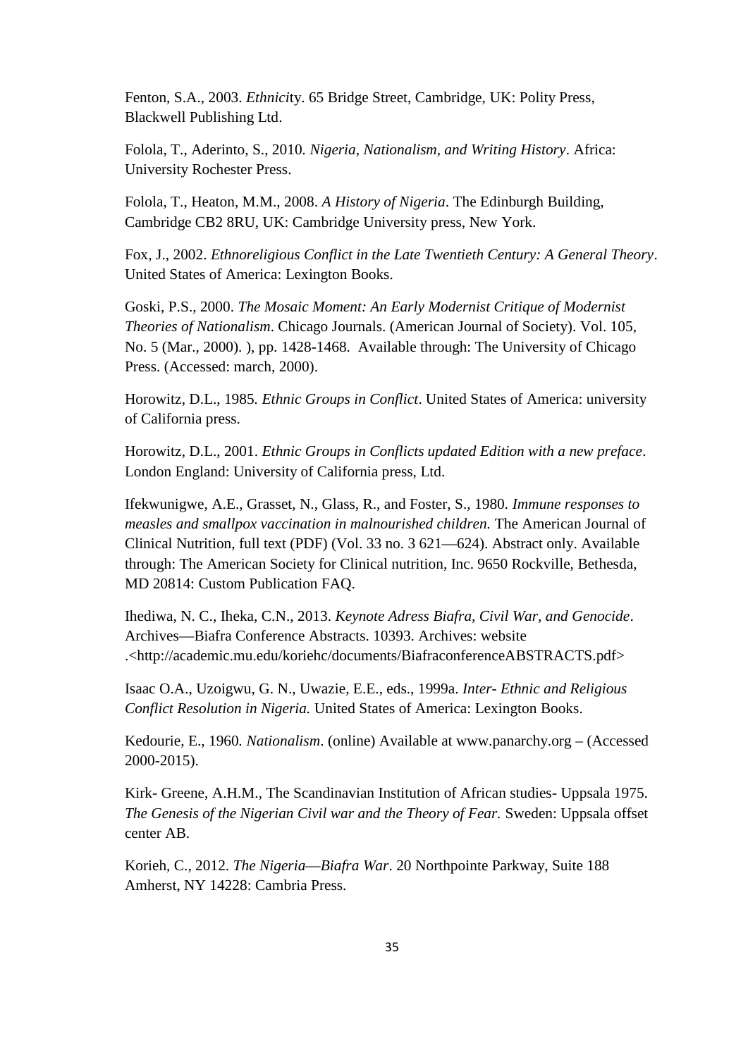Fenton, S.A., 2003. *Ethnicit*y. 65 Bridge Street, Cambridge, UK: Polity Press, Blackwell Publishing Ltd.

Folola, T., Aderinto, S., 2010. *Nigeria, Nationalism, and Writing History*. Africa: University Rochester Press.

Folola, T., Heaton, M.M., 2008. *A History of Nigeria*. The Edinburgh Building, Cambridge CB2 8RU, UK: Cambridge University press, New York.

Fox, J., 2002. *Ethnoreligious Conflict in the Late Twentieth Century: A General Theory*. United States of America: Lexington Books.

Goski, P.S., 2000. *The Mosaic Moment: An Early Modernist Critique of Modernist Theories of Nationalism*. Chicago Journals. (American Journal of Society). Vol. 105, No. 5 (Mar., 2000). ), pp. 1428-1468. Available through: The University of Chicago Press. (Accessed: march, 2000).

Horowitz, D.L., 1985. *Ethnic Groups in Conflict*. United States of America: university of California press.

Horowitz, D.L., 2001. *Ethnic Groups in Conflicts updated Edition with a new preface*. London England: University of California press, Ltd.

Ifekwunigwe, A.E., Grasset, N., Glass, R., and Foster, S., 1980. *Immune responses to measles and smallpox vaccination in malnourished children.* The American Journal of Clinical Nutrition, full text (PDF) (Vol. 33 no. 3 621—624). Abstract only. Available through: The American Society for Clinical nutrition, Inc. 9650 Rockville, Bethesda, MD 20814: Custom Publication FAQ.

Ihediwa, N. C., Iheka, C.N., 2013. *Keynote Adress Biafra, Civil War, and Genocide*. Archives—Biafra Conference Abstracts. 10393. Archives: website .<http://academic.mu.edu/koriehc/documents/BiafraconferenceABSTRACTS.pdf>

Isaac O.A., Uzoigwu, G. N., Uwazie, E.E., eds., 1999a. *Inter- Ethnic and Religious Conflict Resolution in Nigeria.* United States of America: Lexington Books.

Kedourie, E., 1960. *Nationalism*. (online) Available at www.panarchy.org – (Accessed 2000-2015).

Kirk- Greene, A.H.M., The Scandinavian Institution of African studies- Uppsala 1975. *The Genesis of the Nigerian Civil war and the Theory of Fear.* Sweden: Uppsala offset center AB.

Korieh, C., 2012. *The Nigeria—Biafra War*. 20 Northpointe Parkway, Suite 188 Amherst, NY 14228: Cambria Press.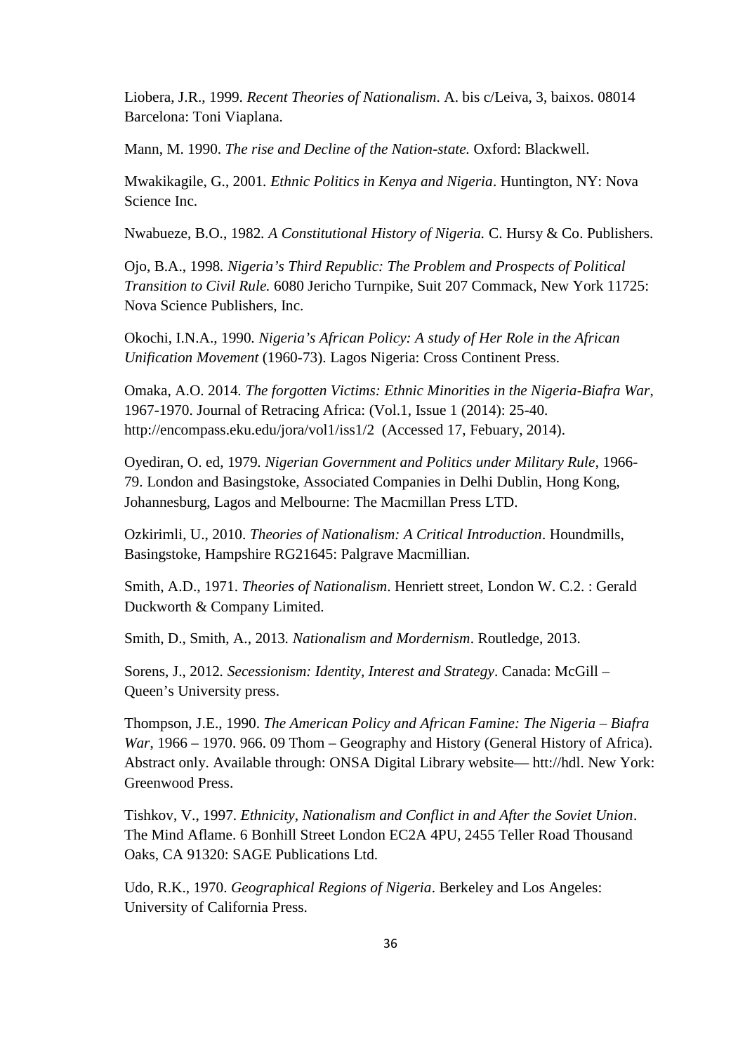Liobera, J.R., 1999. *Recent Theories of Nationalism*. A. bis c/Leiva, 3, baixos. 08014 Barcelona: Toni Viaplana.

Mann, M. 1990. *The rise and Decline of the Nation-state.* Oxford: Blackwell.

Mwakikagile, G., 2001. *Ethnic Politics in Kenya and Nigeria*. Huntington, NY: Nova Science Inc.

Nwabueze, B.O., 1982. *A Constitutional History of Nigeria.* C. Hursy & Co. Publishers.

Ojo, B.A., 1998. *Nigeria's Third Republic: The Problem and Prospects of Political Transition to Civil Rule.* 6080 Jericho Turnpike, Suit 207 Commack, New York 11725: Nova Science Publishers, Inc.

Okochi, I.N.A., 1990. *Nigeria's African Policy: A study of Her Role in the African Unification Movement* (1960-73). Lagos Nigeria: Cross Continent Press.

Omaka, A.O. 2014. *The forgotten Victims: Ethnic Minorities in the Nigeria-Biafra War*, 1967-1970. Journal of Retracing Africa: (Vol.1, Issue 1 (2014): 25-40. http://encompass.eku.edu/jora/vol1/iss1/2 (Accessed 17, Febuary, 2014).

Oyediran, O. ed, 1979. *Nigerian Government and Politics under Military Rule*, 1966-79. London and Basingstoke, Associated Companies in Delhi Dublin, Hong Kong, Johannesburg, Lagos and Melbourne: The Macmillan Press LTD.

Ozkirimli, U., 2010. *Theories of Nationalism: A Critical Introduction*. Houndmills, Basingstoke, Hampshire RG21645: Palgrave Macmillian.

Smith, A.D., 1971. *Theories of Nationalism*. Henriett street, London W. C.2. : Gerald Duckworth & Company Limited.

Smith, D., Smith, A., 2013. *Nationalism and Mordernism*. Routledge, 2013.

Sorens, J., 2012. *Secessionism: Identity, Interest and Strategy*. Canada: McGill – Queen's University press.

Thompson, J.E., 1990. *The American Policy and African Famine: The Nigeria – Biafra War*, 1966 – 1970. 966. 09 Thom – Geography and History (General History of Africa). Abstract only. Available through: ONSA Digital Library website— htt://hdl. New York: Greenwood Press.

Tishkov, V., 1997. *Ethnicity, Nationalism and Conflict in and After the Soviet Union*. The Mind Aflame. 6 Bonhill Street London EC2A 4PU, 2455 Teller Road Thousand Oaks, CA 91320: SAGE Publications Ltd.

Udo, R.K., 1970. *Geographical Regions of Nigeria*. Berkeley and Los Angeles: University of California Press.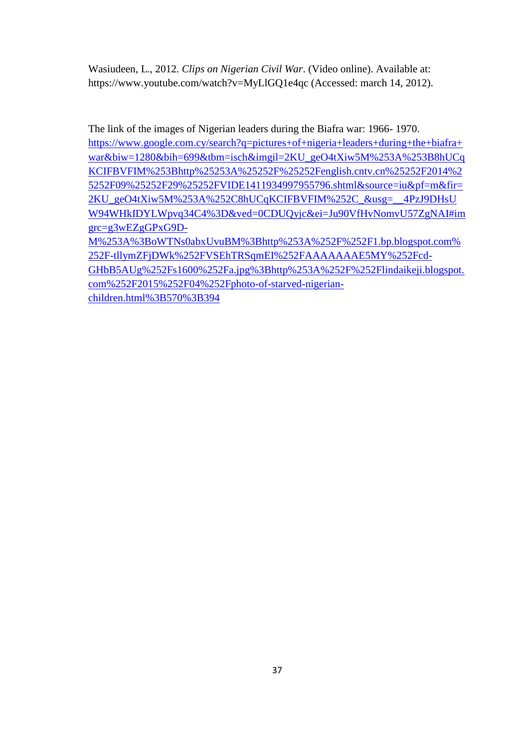Wasiudeen, L., 2012. *Clips on Nigerian Civil War*. (Video online). Available at: https://www.youtube.com/watch?v=MyLlGQ1e4qc (Accessed: march 14, 2012).

The link of the images of Nigerian leaders during the Biafra war: 1966- 1970. https://www.google.com.cy/search?q=pictures+of+nigeria+leaders+during+the+biafra+war&biw=1280&bih=699&tbm=isch&imgil=2KU_geO4tXiw5M%253A%253B8hUCqKCIFBVFIM%253Bhttp%25253A%25252F%25252Fenglish.cntv.cn%25252F2014%25252F09%25252F29%25252FVIDE1411934997955796.shtml&source=iu&pf=m&fir=2KU_geO4tXiw5M%253A%252C8hUCqKCIFBVFIM%252C_&usg=__4PzJ9DHsUW94WHkIDYLWpvq34C4%3D&ved=0CDUQyjc&ei=Ju90VfHvNomvU57ZgNAI#imgrc=g3wEZgGPxG9D-M%253A%3BoWTNs0abxUvuBM%3Bhttp%253A%252F%252F1.bp.blogspot.com%252F-tllymZFjDWk%252FVSEhTRSqmEI%252FAAAAAAAAE5MY%252Fcd-GHbB5AUg%252Fs1600%252Fa.jpg%3Bhttp%253A%252F%252Flindaikeji.blogspot.com%252F2015%252F04%252Fphoto-of-starved-nigerian-children.html%3B570%3B394